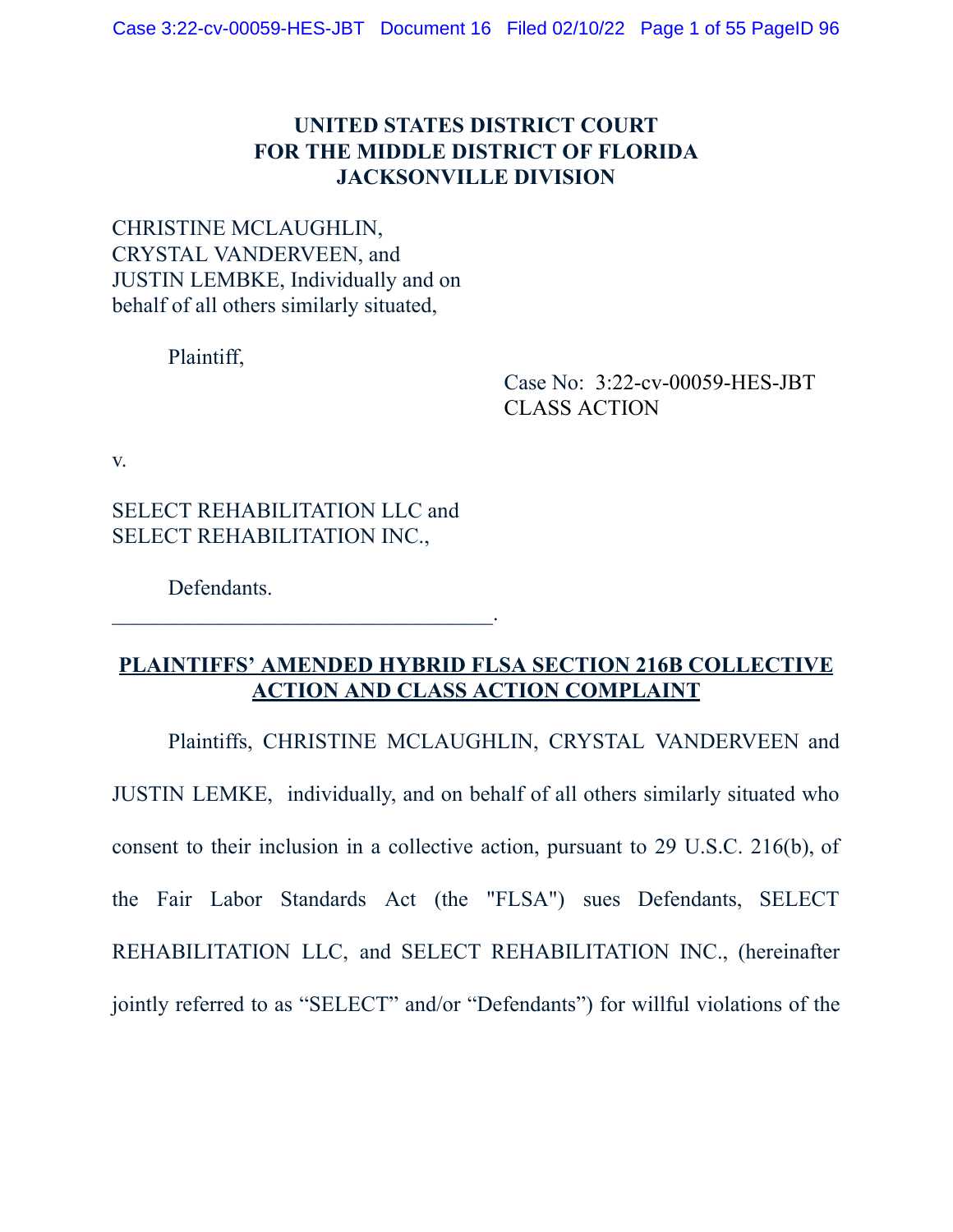# UNITED STATES DISTRICT COURT
# FOR THE MIDDLE DISTRICT OF FLORIDA
# JACKSONVILLE DIVISION

CHRISTINE MCLAUGHLIN,
CRYSTAL VANDERVEEN, and
JUSTIN LEMBKE, Individually and on
behalf of all others similarly situated,

Plaintiff,

Case No: 3:22-cv-00059-HES-JBT
CLASS ACTION

v.

SELECT REHABILITATION LLC and
SELECT REHABILITATION INC.,

Defendants.
\_\_\_\_\_\_\_\_\_\_\_\_\_\_\_\_\_\_\_\_\_\_\_\_\_\_\_\_\_\_\_\_\_\_.

**<u>PLAINTIFFS' AMENDED HYBRID FLSA SECTION 216B COLLECTIVE ACTION AND CLASS ACTION COMPLAINT</u>**

Plaintiffs, CHRISTINE MCLAUGHLIN, CRYSTAL VANDERVEEN and JUSTIN LEMKE, individually, and on behalf of all others similarly situated who consent to their inclusion in a collective action, pursuant to 29 U.S.C. 216(b), of the Fair Labor Standards Act (the "FLSA") sues Defendants, SELECT REHABILITATION LLC, and SELECT REHABILITATION INC., (hereinafter jointly referred to as "SELECT" and/or "Defendants") for willful violations of the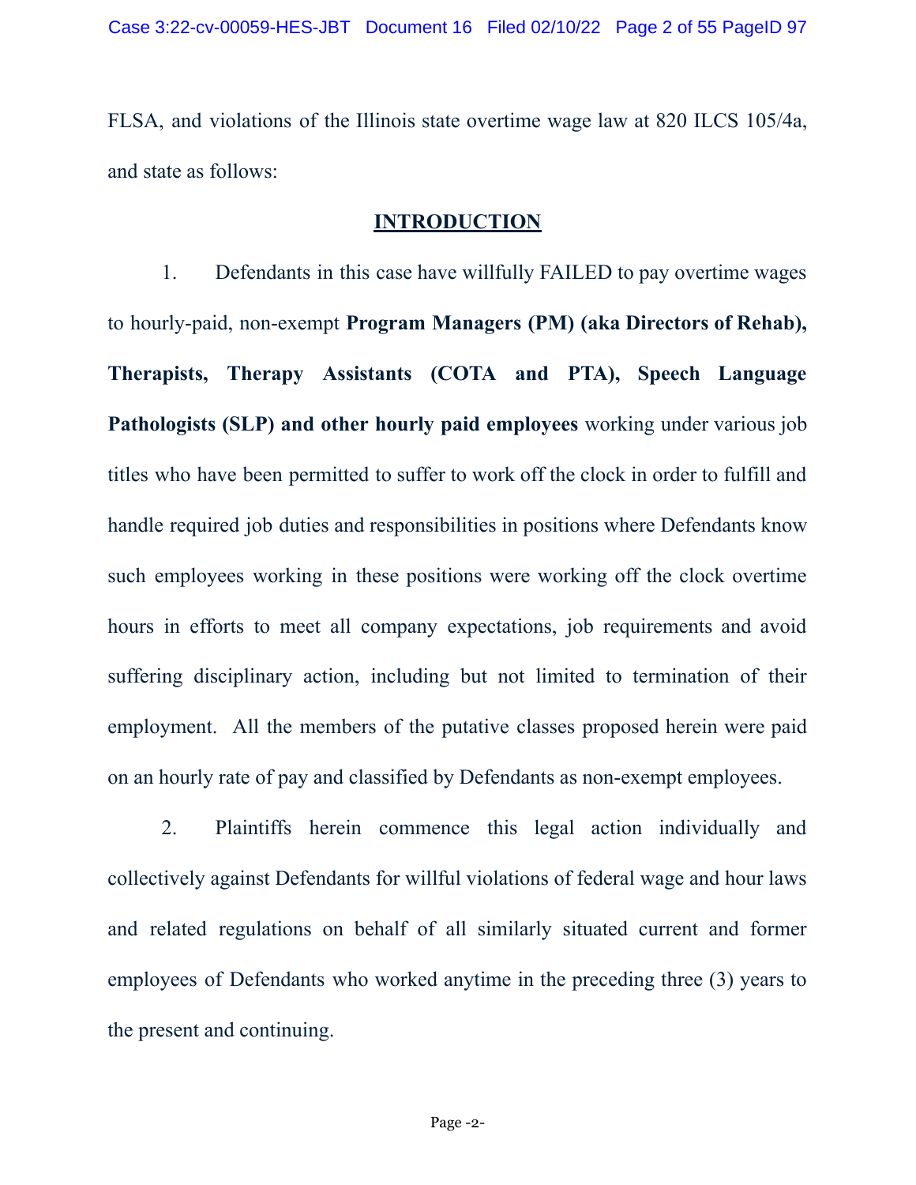FLSA, and violations of the Illinois state overtime wage law at 820 ILCS 105/4a, and state as follows:

## INTRODUCTION

1. Defendants in this case have willfully FAILED to pay overtime wages to hourly-paid, non-exempt **Program Managers (PM) (aka Directors of Rehab), Therapists, Therapy Assistants (COTA and PTA), Speech Language Pathologists (SLP) and other hourly paid employees** working under various job titles who have been permitted to suffer to work off the clock in order to fulfill and handle required job duties and responsibilities in positions where Defendants know such employees working in these positions were working off the clock overtime hours in efforts to meet all company expectations, job requirements and avoid suffering disciplinary action, including but not limited to termination of their employment. All the members of the putative classes proposed herein were paid on an hourly rate of pay and classified by Defendants as non-exempt employees.

2. Plaintiffs herein commence this legal action individually and collectively against Defendants for willful violations of federal wage and hour laws and related regulations on behalf of all similarly situated current and former employees of Defendants who worked anytime in the preceding three (3) years to the present and continuing.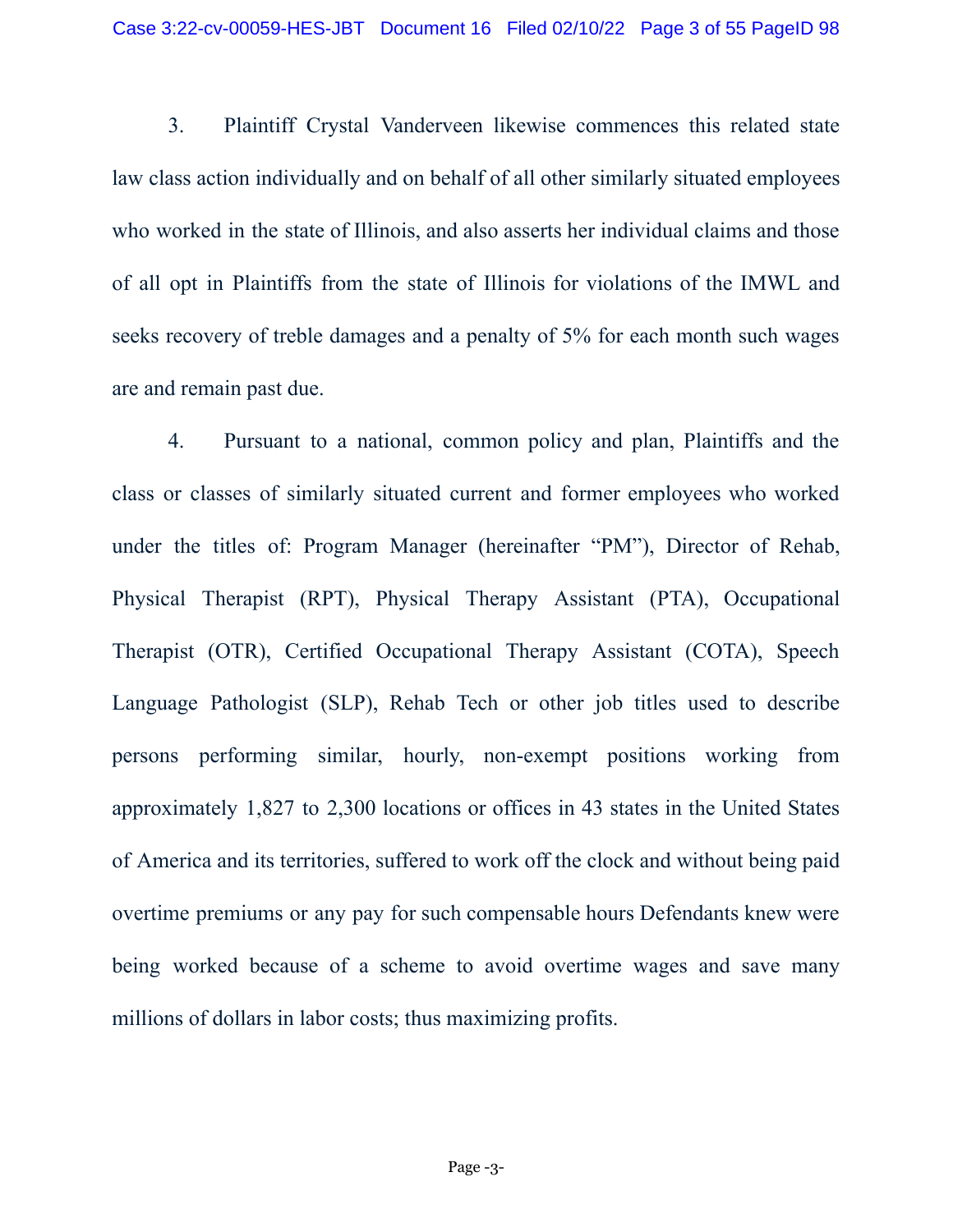3. Plaintiff Crystal Vanderveen likewise commences this related state law class action individually and on behalf of all other similarly situated employees who worked in the state of Illinois, and also asserts her individual claims and those of all opt in Plaintiffs from the state of Illinois for violations of the IMWL and seeks recovery of treble damages and a penalty of 5% for each month such wages are and remain past due.

4. Pursuant to a national, common policy and plan, Plaintiffs and the class or classes of similarly situated current and former employees who worked under the titles of: Program Manager (hereinafter "PM"), Director of Rehab, Physical Therapist (RPT), Physical Therapy Assistant (PTA), Occupational Therapist (OTR), Certified Occupational Therapy Assistant (COTA), Speech Language Pathologist (SLP), Rehab Tech or other job titles used to describe persons performing similar, hourly, non-exempt positions working from approximately 1,827 to 2,300 locations or offices in 43 states in the United States of America and its territories, suffered to work off the clock and without being paid overtime premiums or any pay for such compensable hours Defendants knew were being worked because of a scheme to avoid overtime wages and save many millions of dollars in labor costs; thus maximizing profits.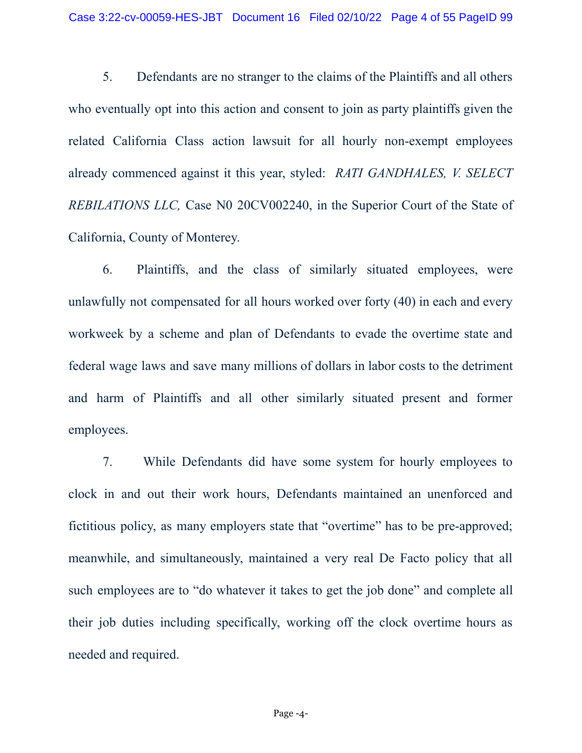5. Defendants are no stranger to the claims of the Plaintiffs and all others who eventually opt into this action and consent to join as party plaintiffs given the related California Class action lawsuit for all hourly non-exempt employees already commenced against it this year, styled: *RATI GANDHALES, V. SELECT REBILATIONS LLC,* Case N0 20CV002240, in the Superior Court of the State of California, County of Monterey.

6. Plaintiffs, and the class of similarly situated employees, were unlawfully not compensated for all hours worked over forty (40) in each and every workweek by a scheme and plan of Defendants to evade the overtime state and federal wage laws and save many millions of dollars in labor costs to the detriment and harm of Plaintiffs and all other similarly situated present and former employees.

7. While Defendants did have some system for hourly employees to clock in and out their work hours, Defendants maintained an unenforced and fictitious policy, as many employers state that "overtime" has to be pre-approved; meanwhile, and simultaneously, maintained a very real De Facto policy that all such employees are to "do whatever it takes to get the job done" and complete all their job duties including specifically, working off the clock overtime hours as needed and required.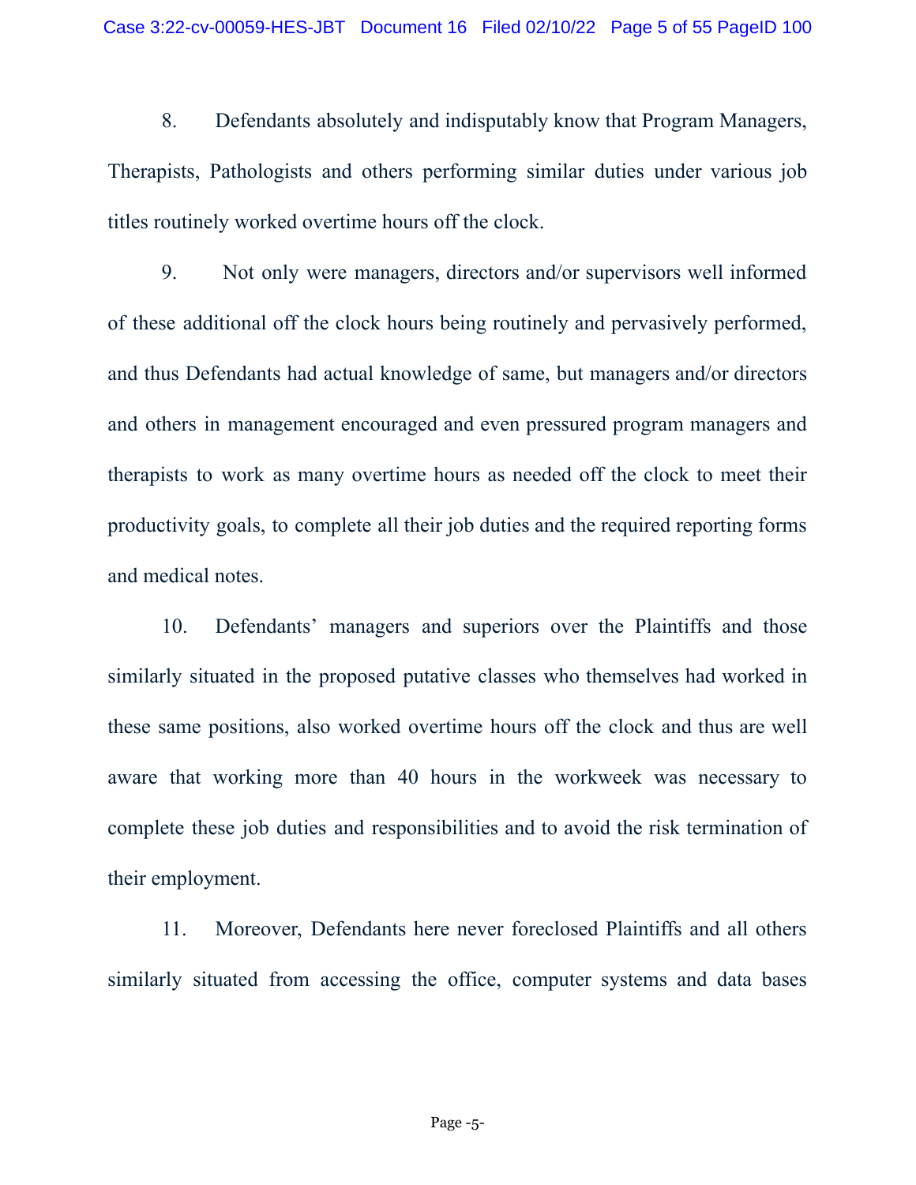8. Defendants absolutely and indisputably know that Program Managers, Therapists, Pathologists and others performing similar duties under various job titles routinely worked overtime hours off the clock.

9. Not only were managers, directors and/or supervisors well informed of these additional off the clock hours being routinely and pervasively performed, and thus Defendants had actual knowledge of same, but managers and/or directors and others in management encouraged and even pressured program managers and therapists to work as many overtime hours as needed off the clock to meet their productivity goals, to complete all their job duties and the required reporting forms and medical notes.

10. Defendants' managers and superiors over the Plaintiffs and those similarly situated in the proposed putative classes who themselves had worked in these same positions, also worked overtime hours off the clock and thus are well aware that working more than 40 hours in the workweek was necessary to complete these job duties and responsibilities and to avoid the risk termination of their employment.

11. Moreover, Defendants here never foreclosed Plaintiffs and all others similarly situated from accessing the office, computer systems and data bases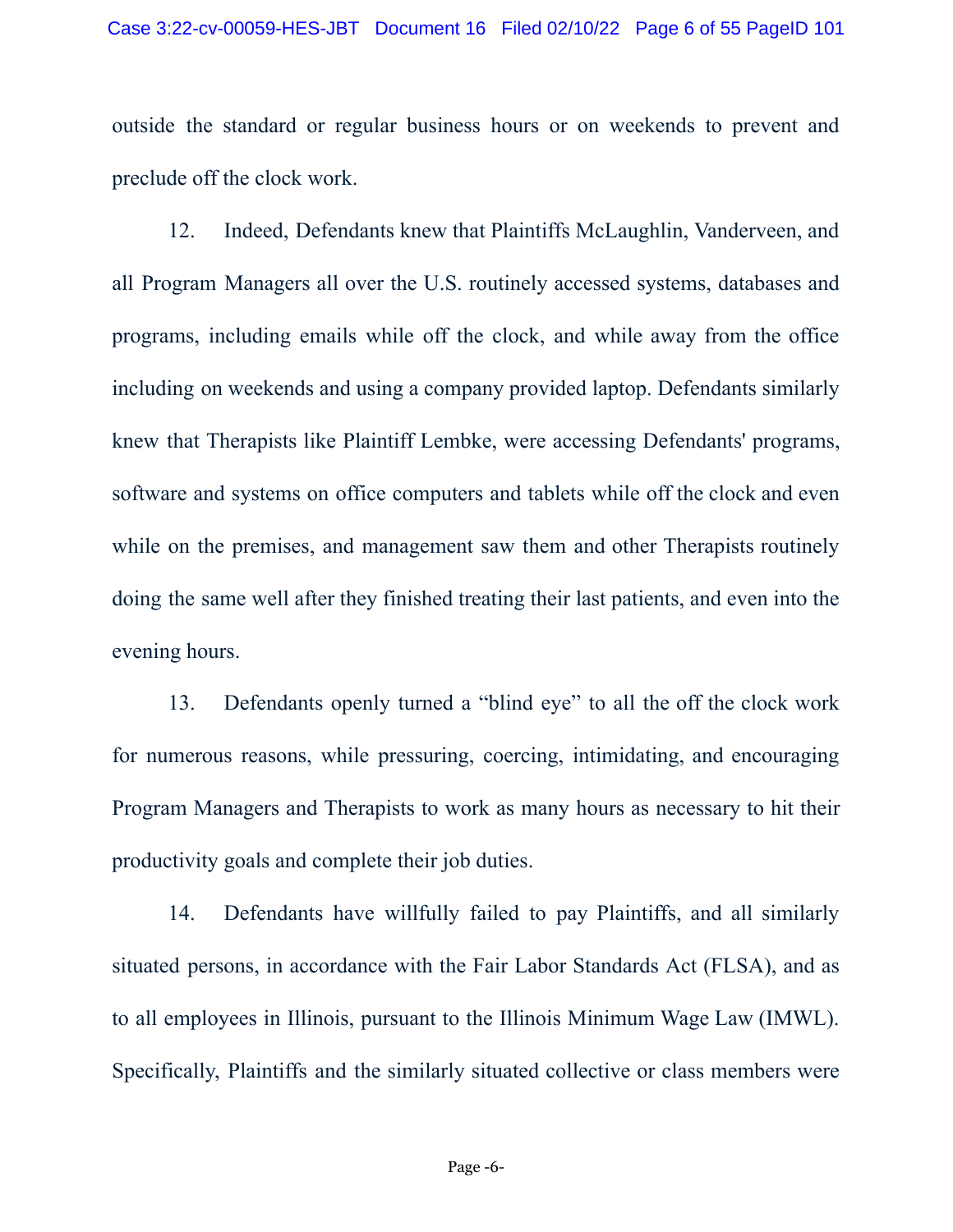outside the standard or regular business hours or on weekends to prevent and preclude off the clock work.

12. Indeed, Defendants knew that Plaintiffs McLaughlin, Vanderveen, and all Program Managers all over the U.S. routinely accessed systems, databases and programs, including emails while off the clock, and while away from the office including on weekends and using a company provided laptop. Defendants similarly knew that Therapists like Plaintiff Lembke, were accessing Defendants' programs, software and systems on office computers and tablets while off the clock and even while on the premises, and management saw them and other Therapists routinely doing the same well after they finished treating their last patients, and even into the evening hours.

13. Defendants openly turned a "blind eye" to all the off the clock work for numerous reasons, while pressuring, coercing, intimidating, and encouraging Program Managers and Therapists to work as many hours as necessary to hit their productivity goals and complete their job duties.

14. Defendants have willfully failed to pay Plaintiffs, and all similarly situated persons, in accordance with the Fair Labor Standards Act (FLSA), and as to all employees in Illinois, pursuant to the Illinois Minimum Wage Law (IMWL). Specifically, Plaintiffs and the similarly situated collective or class members were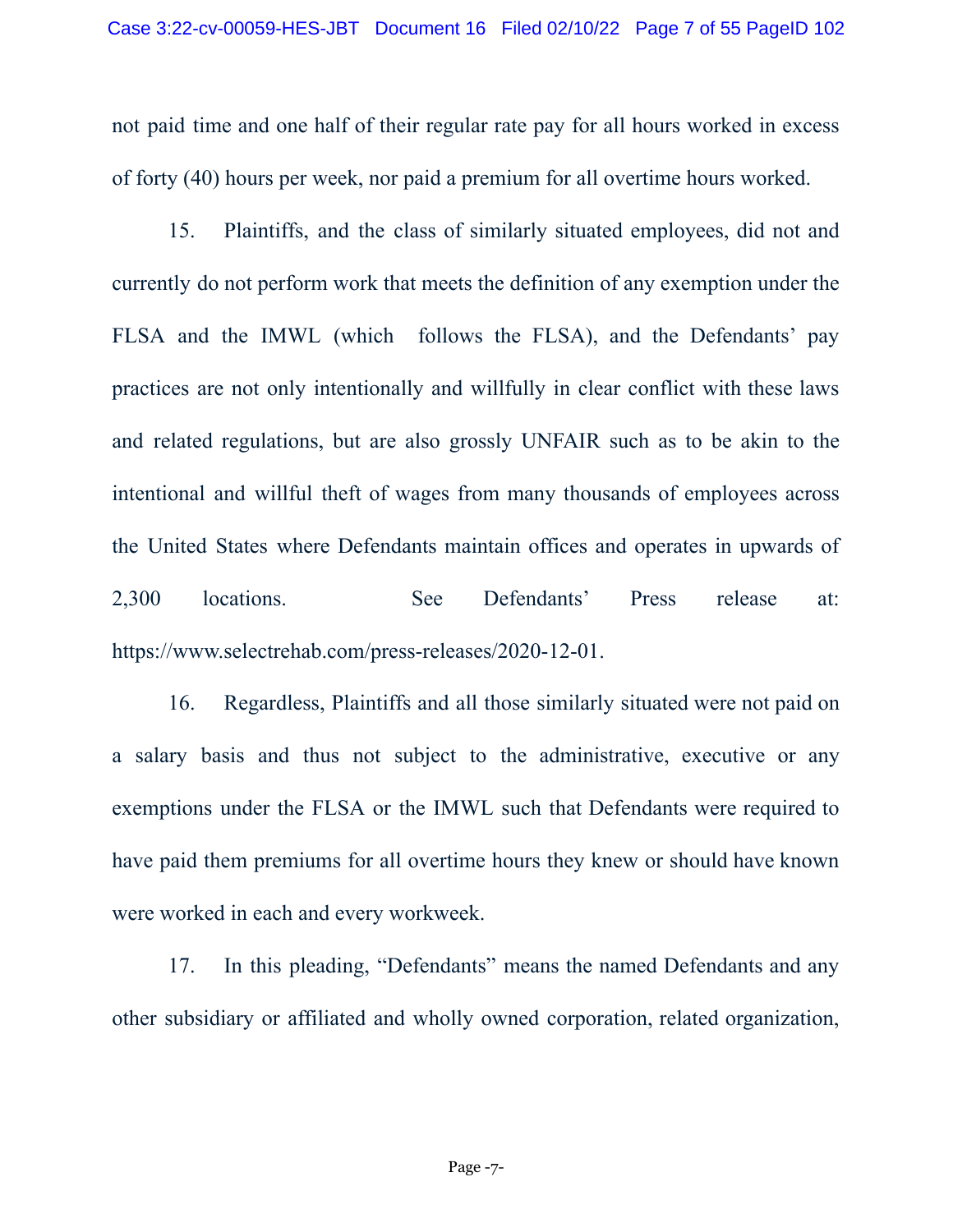not paid time and one half of their regular rate pay for all hours worked in excess of forty (40) hours per week, nor paid a premium for all overtime hours worked.

15. Plaintiffs, and the class of similarly situated employees, did not and currently do not perform work that meets the definition of any exemption under the FLSA and the IMWL (which follows the FLSA), and the Defendants' pay practices are not only intentionally and willfully in clear conflict with these laws and related regulations, but are also grossly UNFAIR such as to be akin to the intentional and willful theft of wages from many thousands of employees across the United States where Defendants maintain offices and operates in upwards of 2,300 locations. See Defendants' Press release at: https://www.selectrehab.com/press-releases/2020-12-01.

16. Regardless, Plaintiffs and all those similarly situated were not paid on a salary basis and thus not subject to the administrative, executive or any exemptions under the FLSA or the IMWL such that Defendants were required to have paid them premiums for all overtime hours they knew or should have known were worked in each and every workweek.

17. In this pleading, "Defendants" means the named Defendants and any other subsidiary or affiliated and wholly owned corporation, related organization,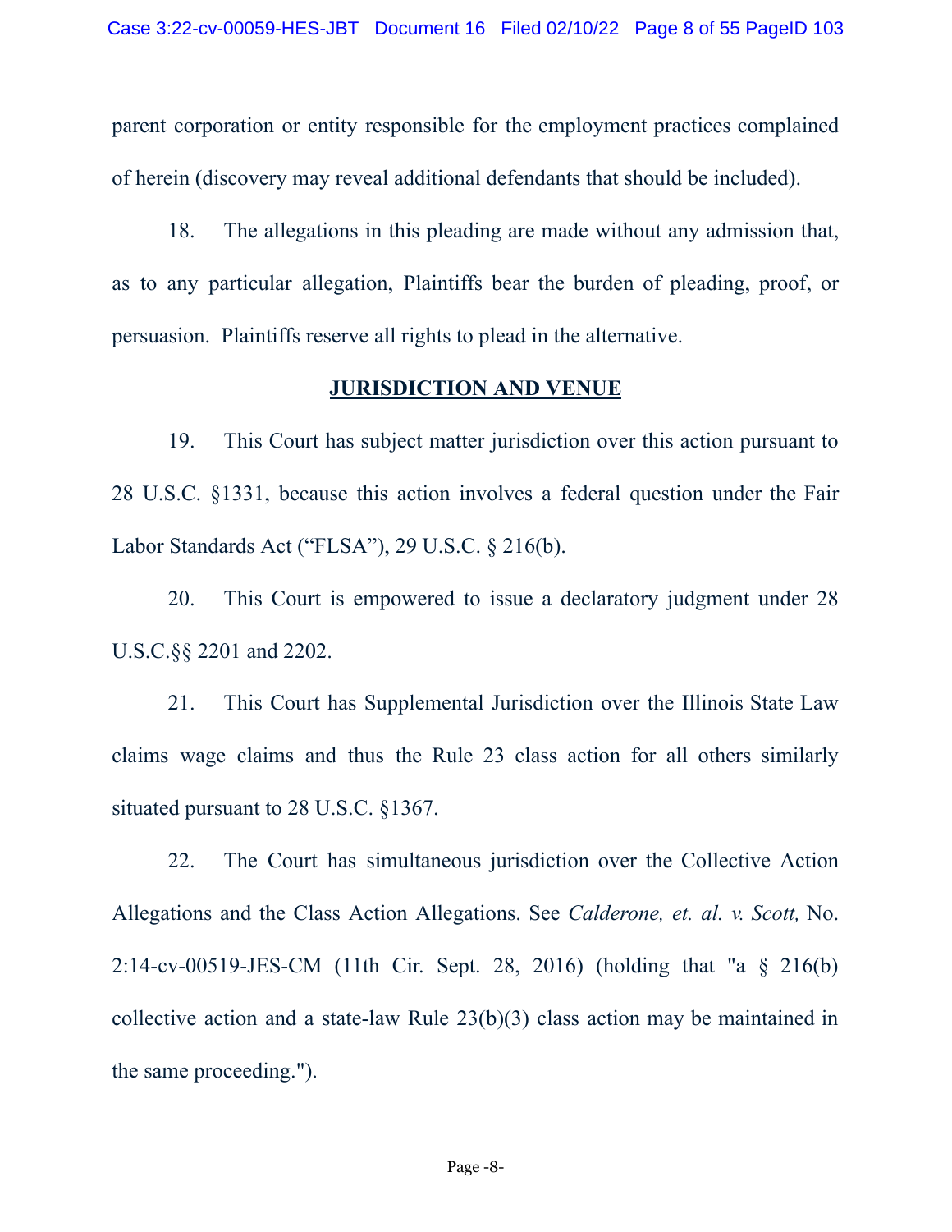parent corporation or entity responsible for the employment practices complained of herein (discovery may reveal additional defendants that should be included).

18. The allegations in this pleading are made without any admission that, as to any particular allegation, Plaintiffs bear the burden of pleading, proof, or persuasion. Plaintiffs reserve all rights to plead in the alternative.

## JURISDICTION AND VENUE

19. This Court has subject matter jurisdiction over this action pursuant to 28 U.S.C. §1331, because this action involves a federal question under the Fair Labor Standards Act ("FLSA"), 29 U.S.C. § 216(b).

20. This Court is empowered to issue a declaratory judgment under 28 U.S.C.§§ 2201 and 2202.

21. This Court has Supplemental Jurisdiction over the Illinois State Law claims wage claims and thus the Rule 23 class action for all others similarly situated pursuant to 28 U.S.C. §1367.

22. The Court has simultaneous jurisdiction over the Collective Action Allegations and the Class Action Allegations. See *Calderone, et. al. v. Scott,* No. 2:14-cv-00519-JES-CM (11th Cir. Sept. 28, 2016) (holding that "a § 216(b) collective action and a state-law Rule 23(b)(3) class action may be maintained in the same proceeding.").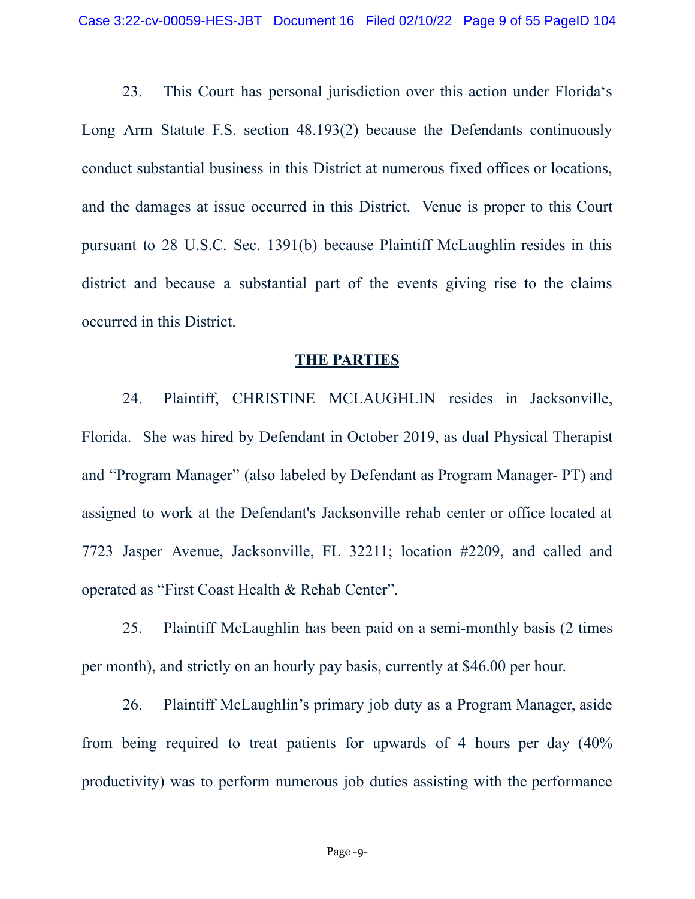23. This Court has personal jurisdiction over this action under Florida's Long Arm Statute F.S. section 48.193(2) because the Defendants continuously conduct substantial business in this District at numerous fixed offices or locations, and the damages at issue occurred in this District. Venue is proper to this Court pursuant to 28 U.S.C. Sec. 1391(b) because Plaintiff McLaughlin resides in this district and because a substantial part of the events giving rise to the claims occurred in this District.

## THE PARTIES

24. Plaintiff, CHRISTINE MCLAUGHLIN resides in Jacksonville, Florida. She was hired by Defendant in October 2019, as dual Physical Therapist and "Program Manager" (also labeled by Defendant as Program Manager- PT) and assigned to work at the Defendant's Jacksonville rehab center or office located at 7723 Jasper Avenue, Jacksonville, FL 32211; location #2209, and called and operated as "First Coast Health & Rehab Center".

25. Plaintiff McLaughlin has been paid on a semi-monthly basis (2 times per month), and strictly on an hourly pay basis, currently at $46.00 per hour.

26. Plaintiff McLaughlin's primary job duty as a Program Manager, aside from being required to treat patients for upwards of 4 hours per day (40% productivity) was to perform numerous job duties assisting with the performance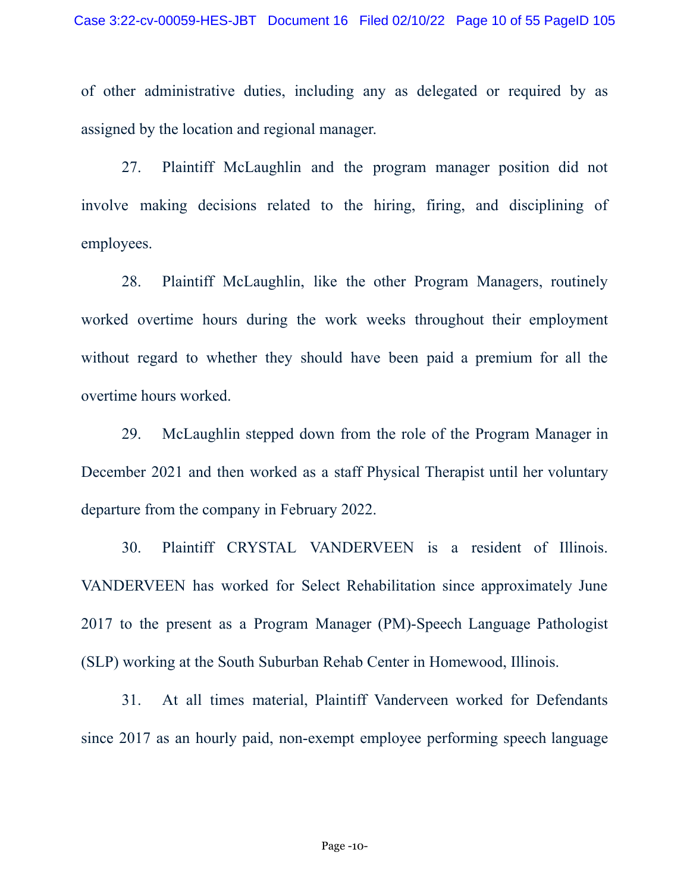of other administrative duties, including any as delegated or required by as assigned by the location and regional manager.

27. Plaintiff McLaughlin and the program manager position did not involve making decisions related to the hiring, firing, and disciplining of employees.

28. Plaintiff McLaughlin, like the other Program Managers, routinely worked overtime hours during the work weeks throughout their employment without regard to whether they should have been paid a premium for all the overtime hours worked.

29. McLaughlin stepped down from the role of the Program Manager in December 2021 and then worked as a staff Physical Therapist until her voluntary departure from the company in February 2022.

30. Plaintiff CRYSTAL VANDERVEEN is a resident of Illinois. VANDERVEEN has worked for Select Rehabilitation since approximately June 2017 to the present as a Program Manager (PM)-Speech Language Pathologist (SLP) working at the South Suburban Rehab Center in Homewood, Illinois.

31. At all times material, Plaintiff Vanderveen worked for Defendants since 2017 as an hourly paid, non-exempt employee performing speech language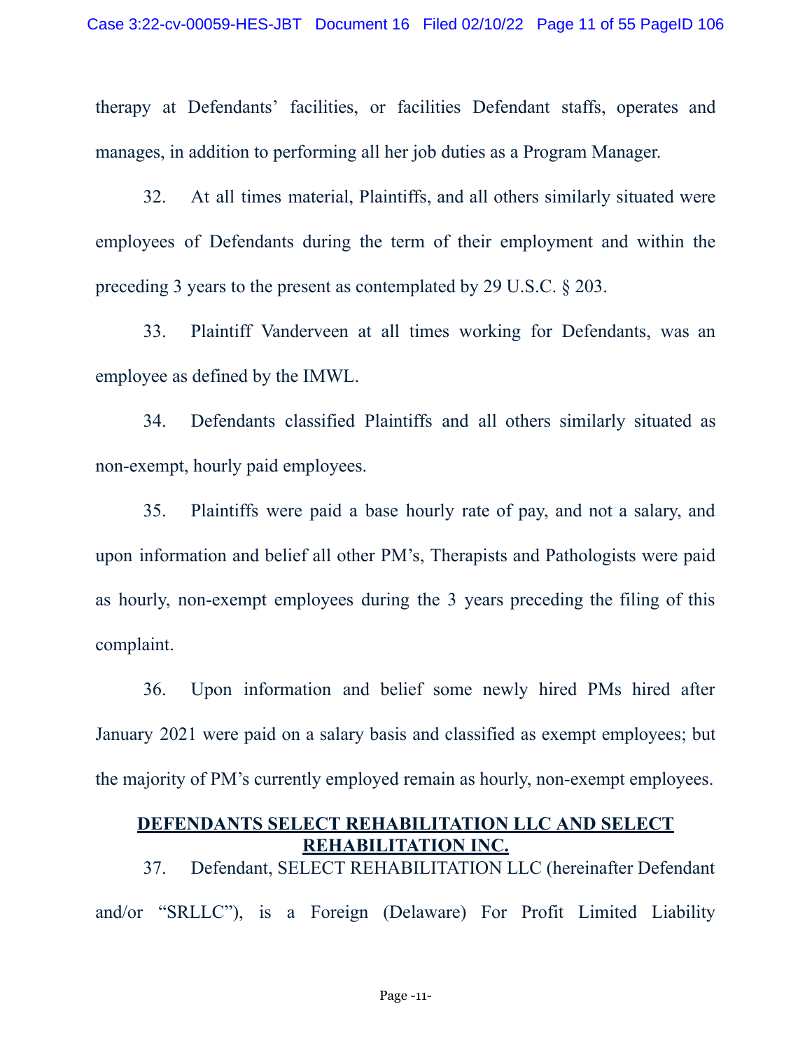therapy at Defendants' facilities, or facilities Defendant staffs, operates and manages, in addition to performing all her job duties as a Program Manager.

32. At all times material, Plaintiffs, and all others similarly situated were employees of Defendants during the term of their employment and within the preceding 3 years to the present as contemplated by 29 U.S.C. § 203.

33. Plaintiff Vanderveen at all times working for Defendants, was an employee as defined by the IMWL.

34. Defendants classified Plaintiffs and all others similarly situated as non-exempt, hourly paid employees.

35. Plaintiffs were paid a base hourly rate of pay, and not a salary, and upon information and belief all other PM's, Therapists and Pathologists were paid as hourly, non-exempt employees during the 3 years preceding the filing of this complaint.

36. Upon information and belief some newly hired PMs hired after January 2021 were paid on a salary basis and classified as exempt employees; but the majority of PM's currently employed remain as hourly, non-exempt employees.

**DEFENDANTS SELECT REHABILITATION LLC AND SELECT REHABILITATION INC.**

37. Defendant, SELECT REHABILITATION LLC (hereinafter Defendant and/or "SRLLC"), is a Foreign (Delaware) For Profit Limited Liability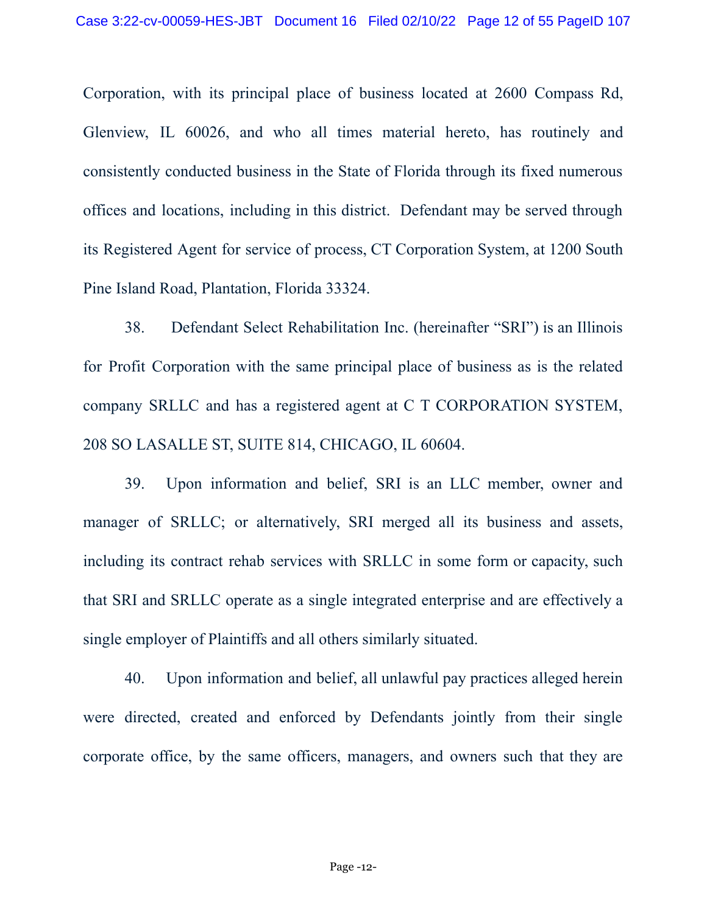Corporation, with its principal place of business located at 2600 Compass Rd, Glenview, IL 60026, and who all times material hereto, has routinely and consistently conducted business in the State of Florida through its fixed numerous offices and locations, including in this district. Defendant may be served through its Registered Agent for service of process, CT Corporation System, at 1200 South Pine Island Road, Plantation, Florida 33324.

38. Defendant Select Rehabilitation Inc. (hereinafter "SRI") is an Illinois for Profit Corporation with the same principal place of business as is the related company SRLLC and has a registered agent at C T CORPORATION SYSTEM, 208 SO LASALLE ST, SUITE 814, CHICAGO, IL 60604.

39. Upon information and belief, SRI is an LLC member, owner and manager of SRLLC; or alternatively, SRI merged all its business and assets, including its contract rehab services with SRLLC in some form or capacity, such that SRI and SRLLC operate as a single integrated enterprise and are effectively a single employer of Plaintiffs and all others similarly situated.

40. Upon information and belief, all unlawful pay practices alleged herein were directed, created and enforced by Defendants jointly from their single corporate office, by the same officers, managers, and owners such that they are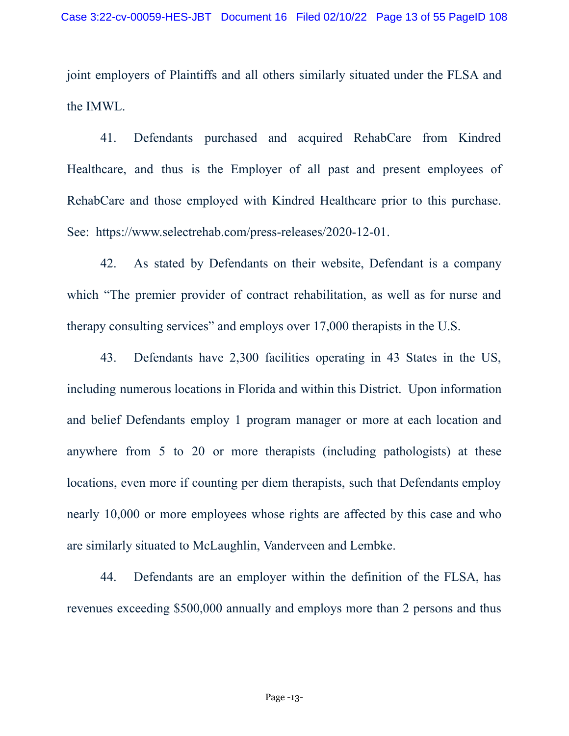joint employers of Plaintiffs and all others similarly situated under the FLSA and the IMWL.

41. Defendants purchased and acquired RehabCare from Kindred Healthcare, and thus is the Employer of all past and present employees of RehabCare and those employed with Kindred Healthcare prior to this purchase. See: https://www.selectrehab.com/press-releases/2020-12-01.

42. As stated by Defendants on their website, Defendant is a company which "The premier provider of contract rehabilitation, as well as for nurse and therapy consulting services" and employs over 17,000 therapists in the U.S.

43. Defendants have 2,300 facilities operating in 43 States in the US, including numerous locations in Florida and within this District. Upon information and belief Defendants employ 1 program manager or more at each location and anywhere from 5 to 20 or more therapists (including pathologists) at these locations, even more if counting per diem therapists, such that Defendants employ nearly 10,000 or more employees whose rights are affected by this case and who are similarly situated to McLaughlin, Vanderveen and Lembke.

44. Defendants are an employer within the definition of the FLSA, has revenues exceeding $500,000 annually and employs more than 2 persons and thus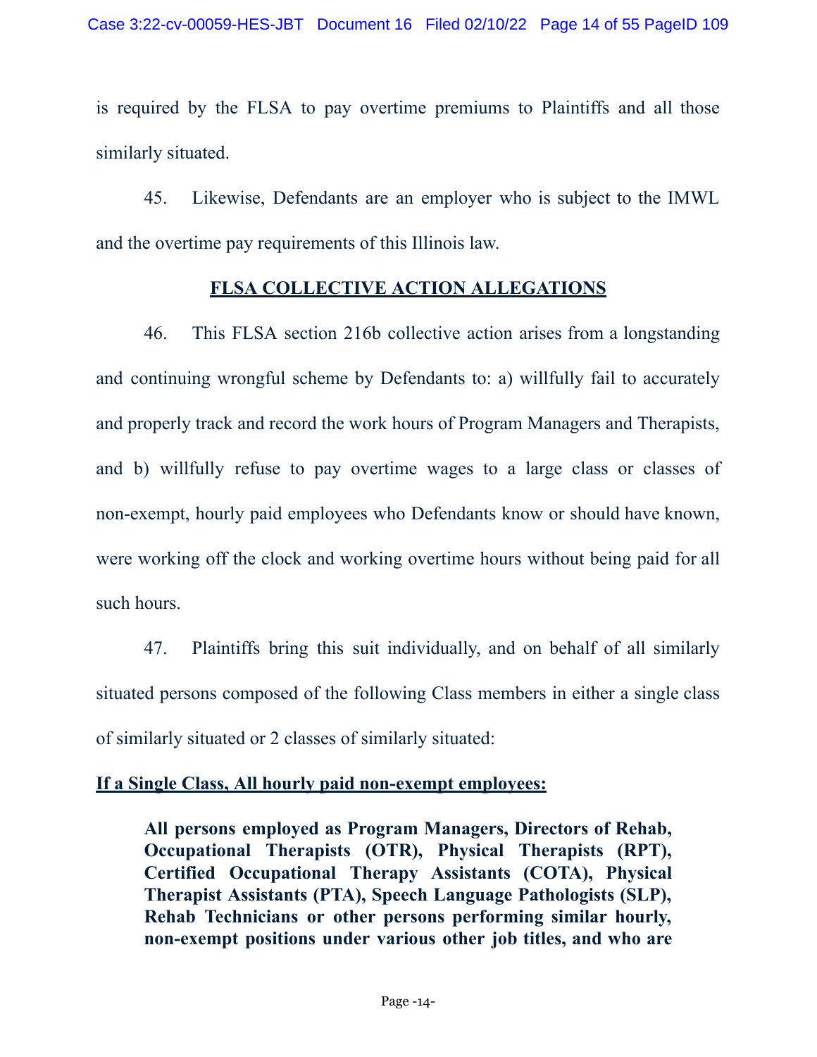is required by the FLSA to pay overtime premiums to Plaintiffs and all those similarly situated.

45. Likewise, Defendants are an employer who is subject to the IMWL and the overtime pay requirements of this Illinois law.

## FLSA COLLECTIVE ACTION ALLEGATIONS

46. This FLSA section 216b collective action arises from a longstanding and continuing wrongful scheme by Defendants to: a) willfully fail to accurately and properly track and record the work hours of Program Managers and Therapists, and b) willfully refuse to pay overtime wages to a large class or classes of non-exempt, hourly paid employees who Defendants know or should have known, were working off the clock and working overtime hours without being paid for all such hours.

47. Plaintiffs bring this suit individually, and on behalf of all similarly situated persons composed of the following Class members in either a single class of similarly situated or 2 classes of similarly situated:

**If a Single Class, All hourly paid non-exempt employees:**

> **All persons employed as Program Managers, Directors of Rehab, Occupational Therapists (OTR), Physical Therapists (RPT), Certified Occupational Therapy Assistants (COTA), Physical Therapist Assistants (PTA), Speech Language Pathologists (SLP), Rehab Technicians or other persons performing similar hourly, non-exempt positions under various other job titles, and who are**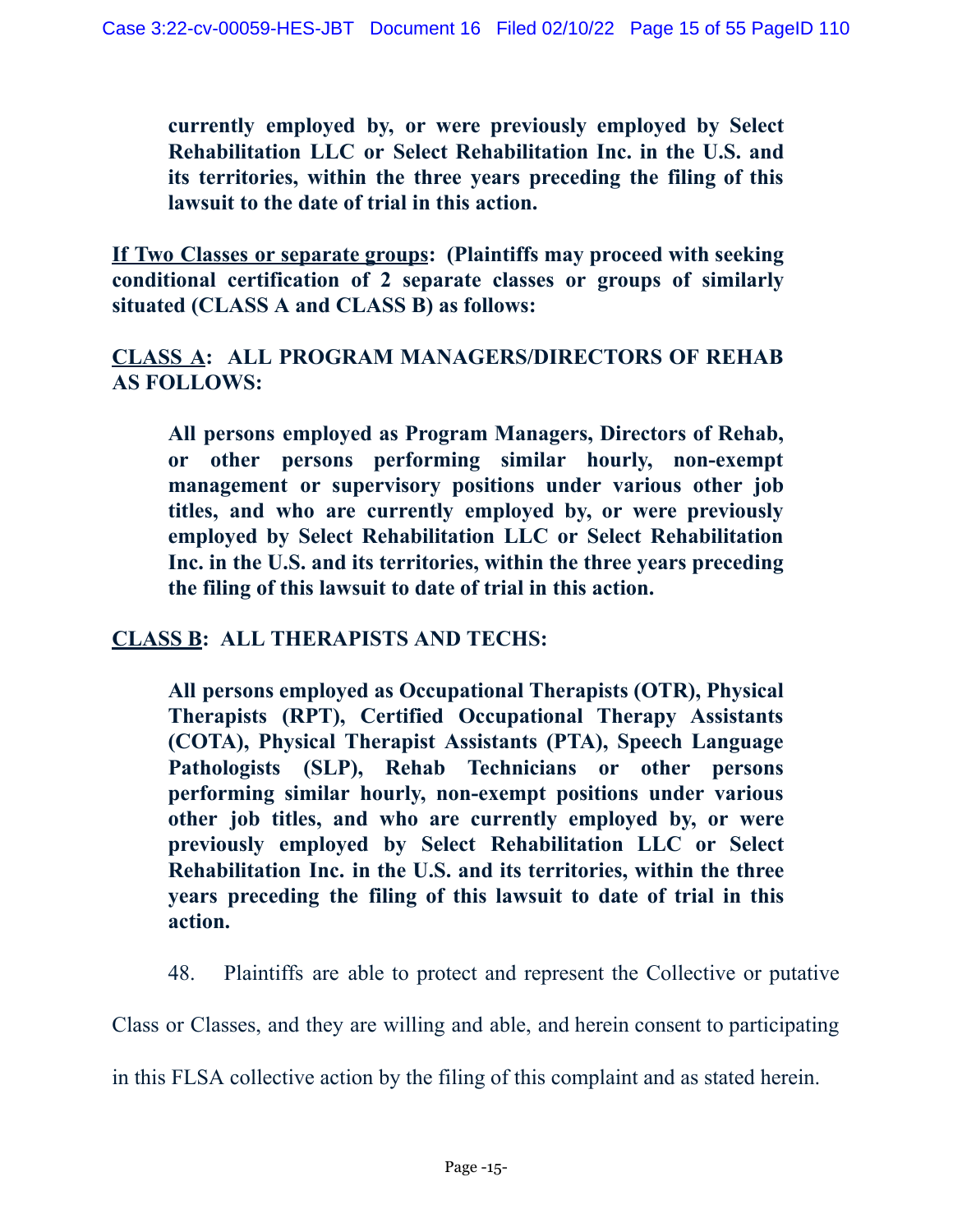> **currently employed by, or were previously employed by Select Rehabilitation LLC or Select Rehabilitation Inc. in the U.S. and its territories, within the three years preceding the filing of this lawsuit to the date of trial in this action.**

**<u>If Two Classes or separate groups</u>: (Plaintiffs may proceed with seeking conditional certification of 2 separate classes or groups of similarly situated (CLASS A and CLASS B) as follows:**

**<u>CLASS A</u>: ALL PROGRAM MANAGERS/DIRECTORS OF REHAB AS FOLLOWS:**

> **All persons employed as Program Managers, Directors of Rehab, or other persons performing similar hourly, non-exempt management or supervisory positions under various other job titles, and who are currently employed by, or were previously employed by Select Rehabilitation LLC or Select Rehabilitation Inc. in the U.S. and its territories, within the three years preceding the filing of this lawsuit to date of trial in this action.**

**<u>CLASS B</u>: ALL THERAPISTS AND TECHS:**

> **All persons employed as Occupational Therapists (OTR), Physical Therapists (RPT), Certified Occupational Therapy Assistants (COTA), Physical Therapist Assistants (PTA), Speech Language Pathologists (SLP), Rehab Technicians or other persons performing similar hourly, non-exempt positions under various other job titles, and who are currently employed by, or were previously employed by Select Rehabilitation LLC or Select Rehabilitation Inc. in the U.S. and its territories, within the three years preceding the filing of this lawsuit to date of trial in this action.**

48. Plaintiffs are able to protect and represent the Collective or putative Class or Classes, and they are willing and able, and herein consent to participating in this FLSA collective action by the filing of this complaint and as stated herein.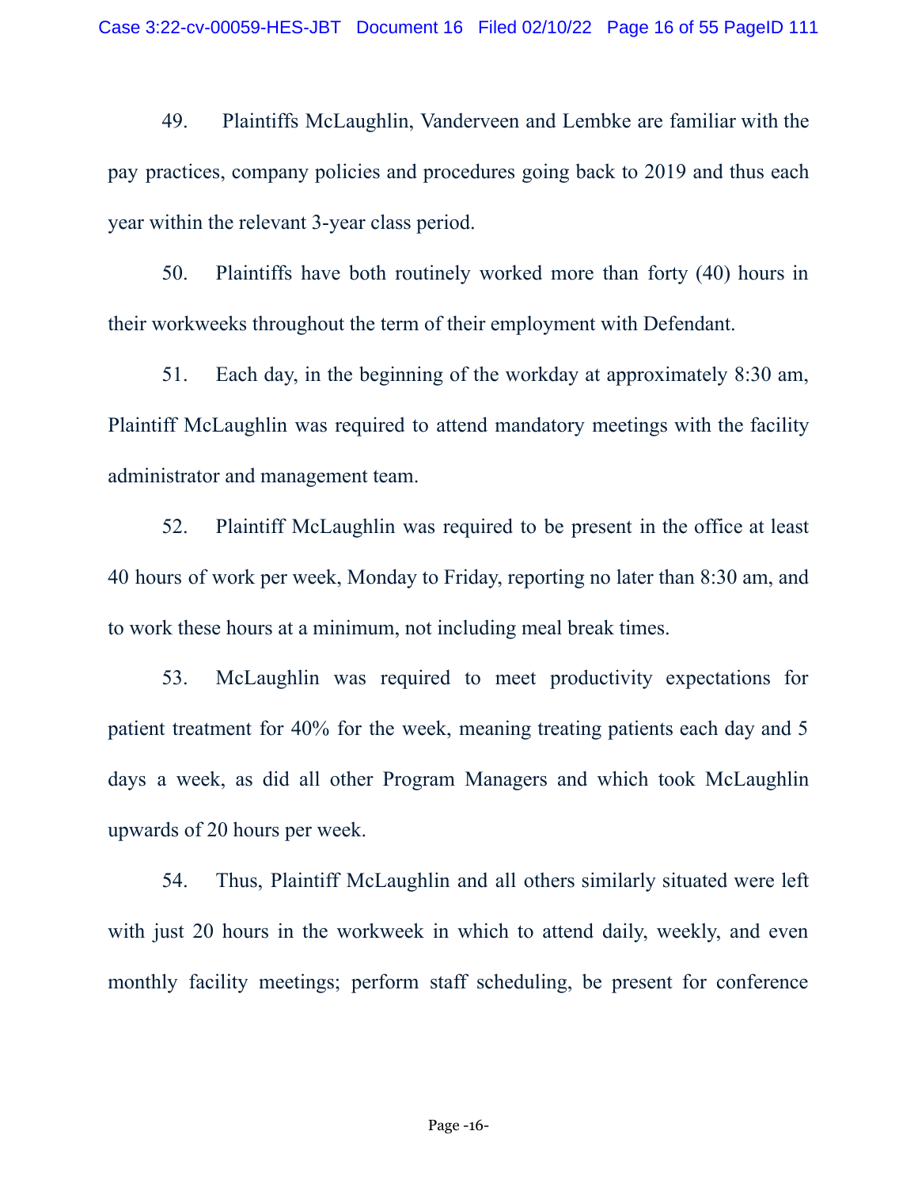49. Plaintiffs McLaughlin, Vanderveen and Lembke are familiar with the pay practices, company policies and procedures going back to 2019 and thus each year within the relevant 3-year class period.

50. Plaintiffs have both routinely worked more than forty (40) hours in their workweeks throughout the term of their employment with Defendant.

51. Each day, in the beginning of the workday at approximately 8:30 am, Plaintiff McLaughlin was required to attend mandatory meetings with the facility administrator and management team.

52. Plaintiff McLaughlin was required to be present in the office at least 40 hours of work per week, Monday to Friday, reporting no later than 8:30 am, and to work these hours at a minimum, not including meal break times.

53. McLaughlin was required to meet productivity expectations for patient treatment for 40% for the week, meaning treating patients each day and 5 days a week, as did all other Program Managers and which took McLaughlin upwards of 20 hours per week.

54. Thus, Plaintiff McLaughlin and all others similarly situated were left with just 20 hours in the workweek in which to attend daily, weekly, and even monthly facility meetings; perform staff scheduling, be present for conference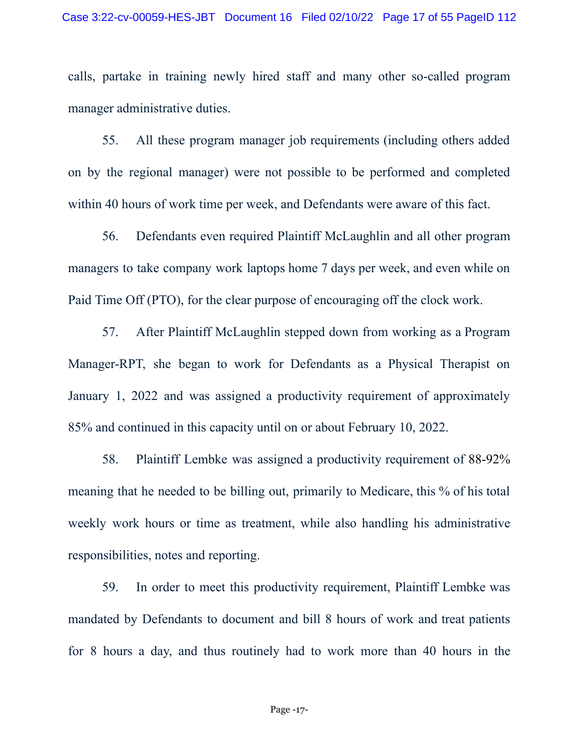calls, partake in training newly hired staff and many other so-called program manager administrative duties.

55. All these program manager job requirements (including others added on by the regional manager) were not possible to be performed and completed within 40 hours of work time per week, and Defendants were aware of this fact.

56. Defendants even required Plaintiff McLaughlin and all other program managers to take company work laptops home 7 days per week, and even while on Paid Time Off (PTO), for the clear purpose of encouraging off the clock work.

57. After Plaintiff McLaughlin stepped down from working as a Program Manager-RPT, she began to work for Defendants as a Physical Therapist on January 1, 2022 and was assigned a productivity requirement of approximately 85% and continued in this capacity until on or about February 10, 2022.

58. Plaintiff Lembke was assigned a productivity requirement of 88-92% meaning that he needed to be billing out, primarily to Medicare, this % of his total weekly work hours or time as treatment, while also handling his administrative responsibilities, notes and reporting.

59. In order to meet this productivity requirement, Plaintiff Lembke was mandated by Defendants to document and bill 8 hours of work and treat patients for 8 hours a day, and thus routinely had to work more than 40 hours in the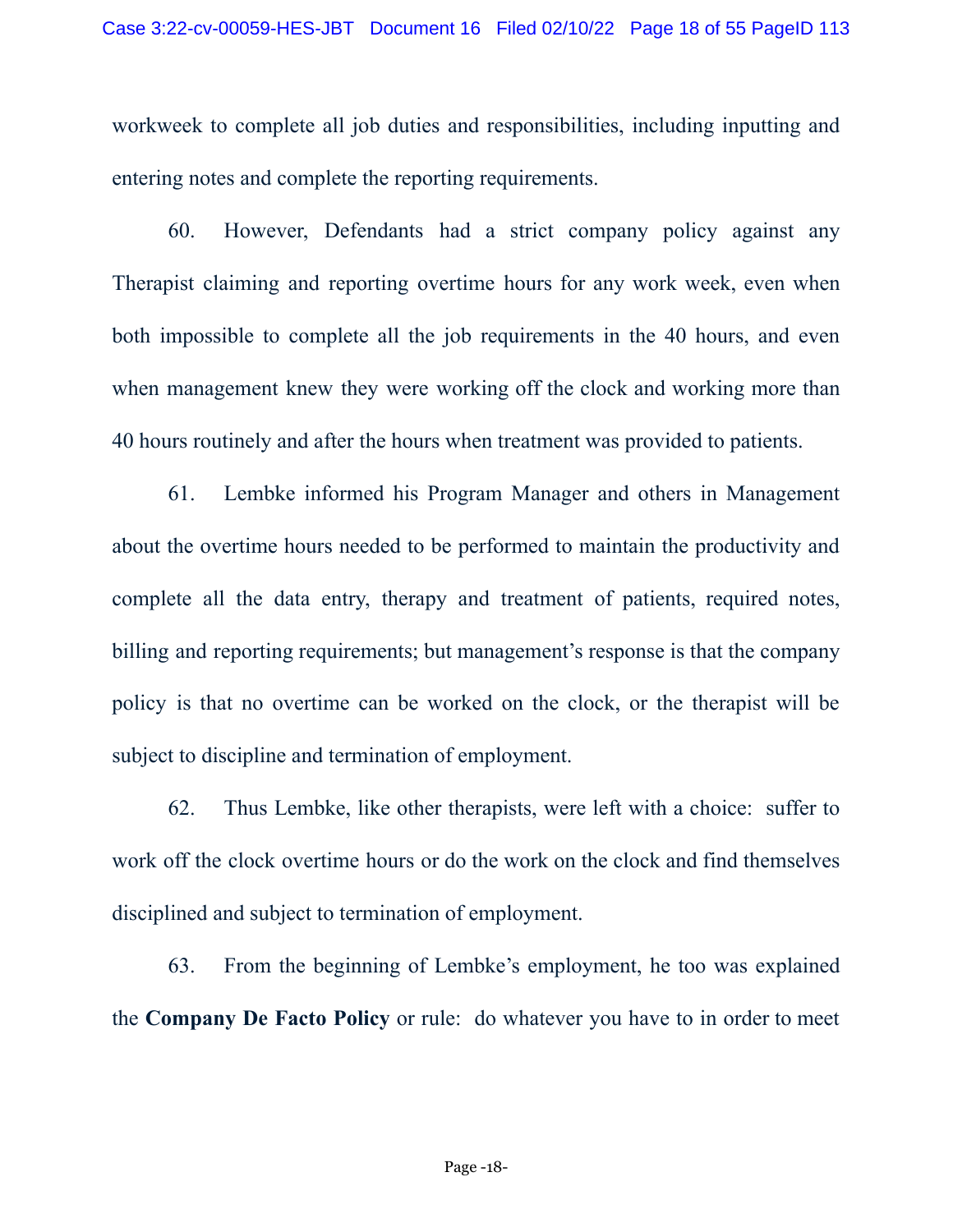workweek to complete all job duties and responsibilities, including inputting and entering notes and complete the reporting requirements.

60. However, Defendants had a strict company policy against any Therapist claiming and reporting overtime hours for any work week, even when both impossible to complete all the job requirements in the 40 hours, and even when management knew they were working off the clock and working more than 40 hours routinely and after the hours when treatment was provided to patients.

61. Lembke informed his Program Manager and others in Management about the overtime hours needed to be performed to maintain the productivity and complete all the data entry, therapy and treatment of patients, required notes, billing and reporting requirements; but management's response is that the company policy is that no overtime can be worked on the clock, or the therapist will be subject to discipline and termination of employment.

62. Thus Lembke, like other therapists, were left with a choice: suffer to work off the clock overtime hours or do the work on the clock and find themselves disciplined and subject to termination of employment.

63. From the beginning of Lembke's employment, he too was explained the **Company De Facto Policy** or rule: do whatever you have to in order to meet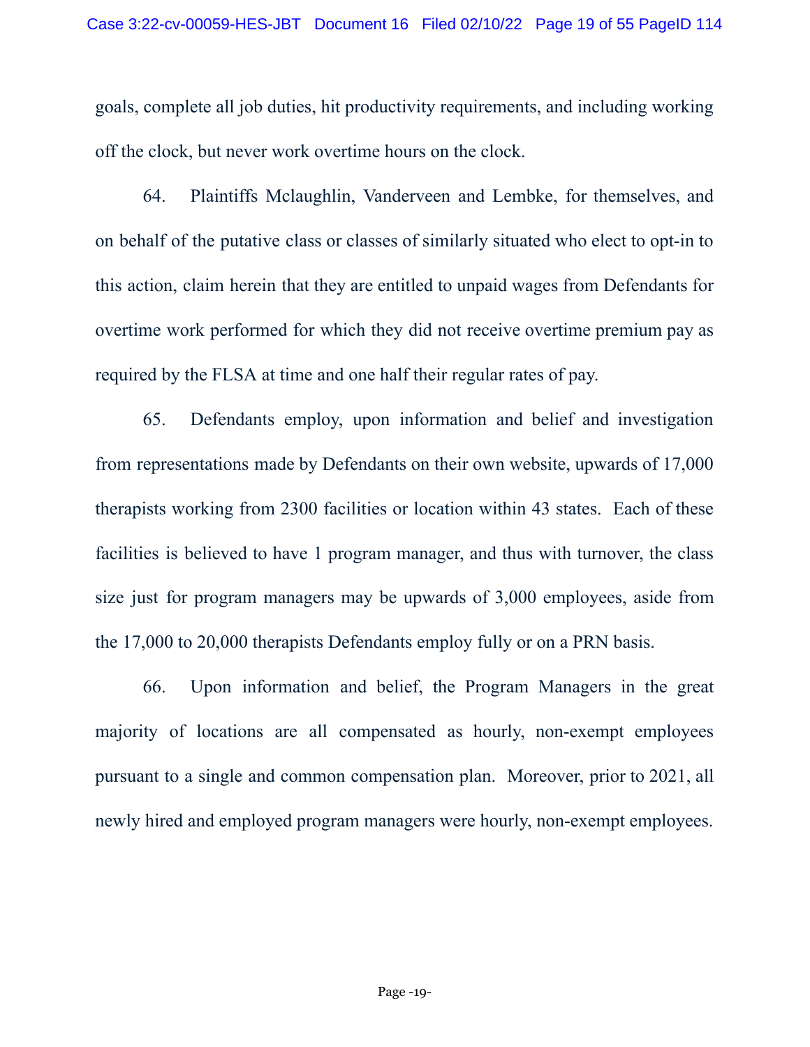goals, complete all job duties, hit productivity requirements, and including working off the clock, but never work overtime hours on the clock.

64. Plaintiffs Mclaughlin, Vanderveen and Lembke, for themselves, and on behalf of the putative class or classes of similarly situated who elect to opt-in to this action, claim herein that they are entitled to unpaid wages from Defendants for overtime work performed for which they did not receive overtime premium pay as required by the FLSA at time and one half their regular rates of pay.

65. Defendants employ, upon information and belief and investigation from representations made by Defendants on their own website, upwards of 17,000 therapists working from 2300 facilities or location within 43 states. Each of these facilities is believed to have 1 program manager, and thus with turnover, the class size just for program managers may be upwards of 3,000 employees, aside from the 17,000 to 20,000 therapists Defendants employ fully or on a PRN basis.

66. Upon information and belief, the Program Managers in the great majority of locations are all compensated as hourly, non-exempt employees pursuant to a single and common compensation plan. Moreover, prior to 2021, all newly hired and employed program managers were hourly, non-exempt employees.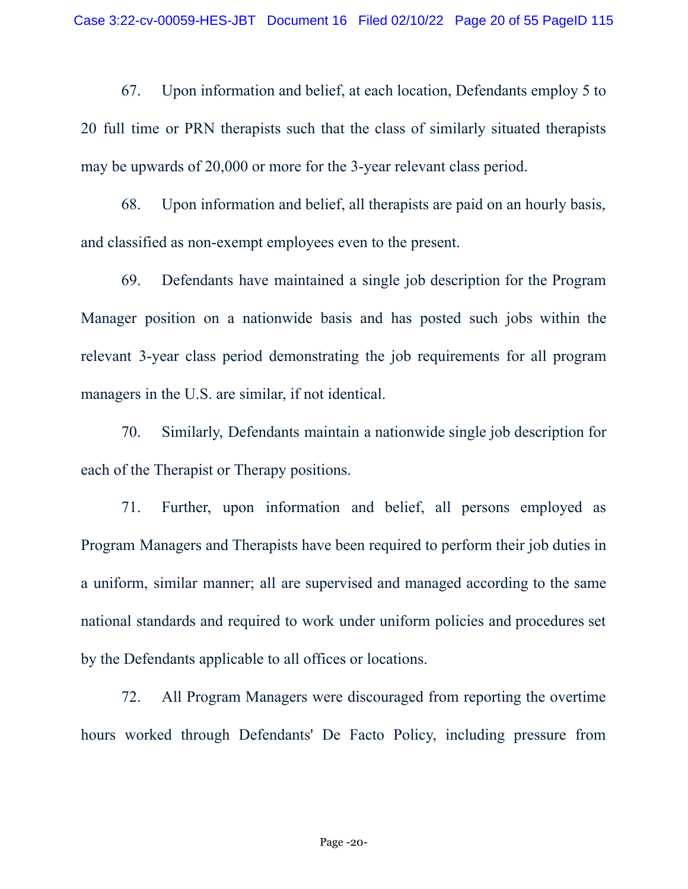67. Upon information and belief, at each location, Defendants employ 5 to 20 full time or PRN therapists such that the class of similarly situated therapists may be upwards of 20,000 or more for the 3-year relevant class period.

68. Upon information and belief, all therapists are paid on an hourly basis, and classified as non-exempt employees even to the present.

69. Defendants have maintained a single job description for the Program Manager position on a nationwide basis and has posted such jobs within the relevant 3-year class period demonstrating the job requirements for all program managers in the U.S. are similar, if not identical.

70. Similarly, Defendants maintain a nationwide single job description for each of the Therapist or Therapy positions.

71. Further, upon information and belief, all persons employed as Program Managers and Therapists have been required to perform their job duties in a uniform, similar manner; all are supervised and managed according to the same national standards and required to work under uniform policies and procedures set by the Defendants applicable to all offices or locations.

72. All Program Managers were discouraged from reporting the overtime hours worked through Defendants' De Facto Policy, including pressure from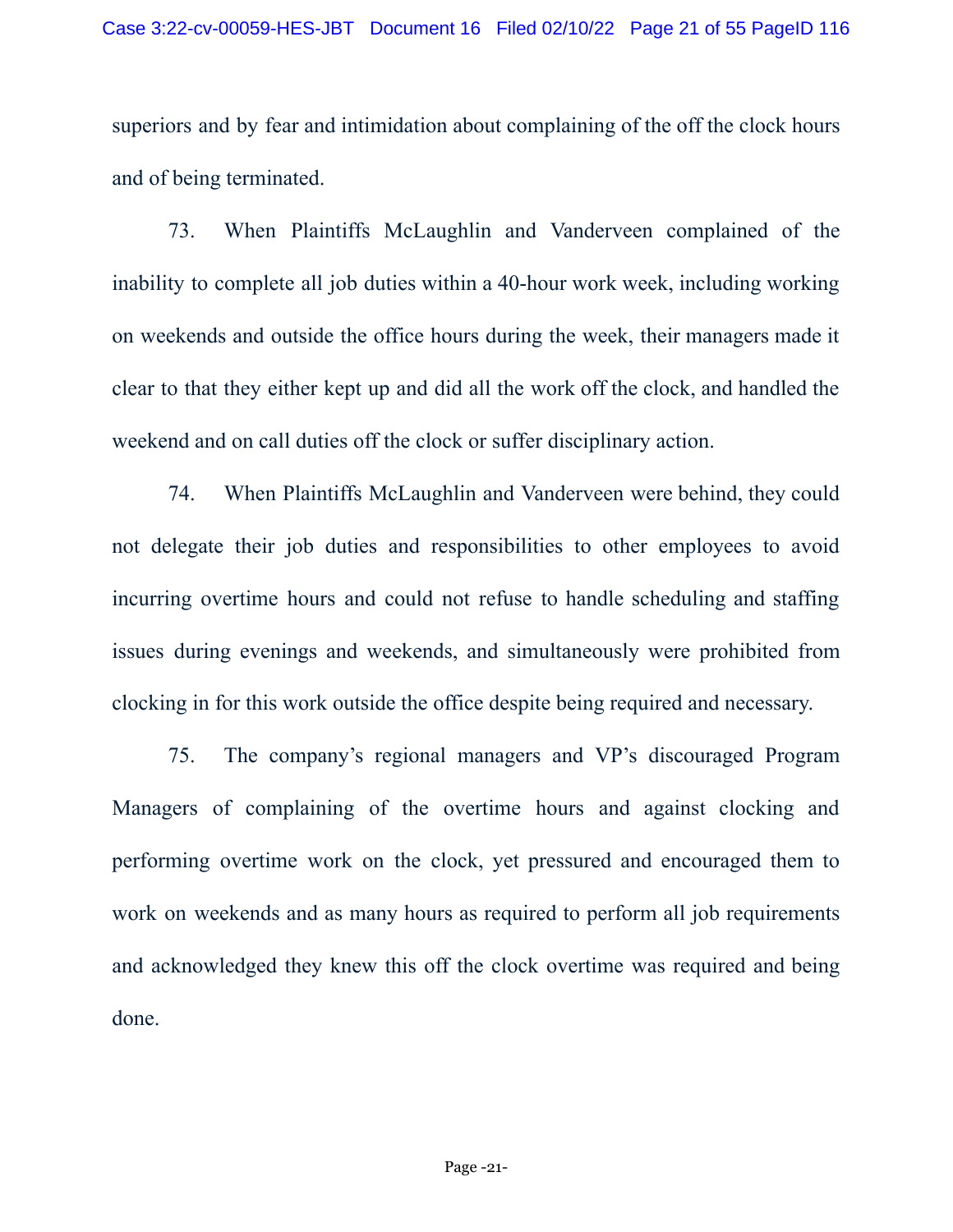superiors and by fear and intimidation about complaining of the off the clock hours and of being terminated.

73. When Plaintiffs McLaughlin and Vanderveen complained of the inability to complete all job duties within a 40-hour work week, including working on weekends and outside the office hours during the week, their managers made it clear to that they either kept up and did all the work off the clock, and handled the weekend and on call duties off the clock or suffer disciplinary action.

74. When Plaintiffs McLaughlin and Vanderveen were behind, they could not delegate their job duties and responsibilities to other employees to avoid incurring overtime hours and could not refuse to handle scheduling and staffing issues during evenings and weekends, and simultaneously were prohibited from clocking in for this work outside the office despite being required and necessary.

75. The company's regional managers and VP's discouraged Program Managers of complaining of the overtime hours and against clocking and performing overtime work on the clock, yet pressured and encouraged them to work on weekends and as many hours as required to perform all job requirements and acknowledged they knew this off the clock overtime was required and being done.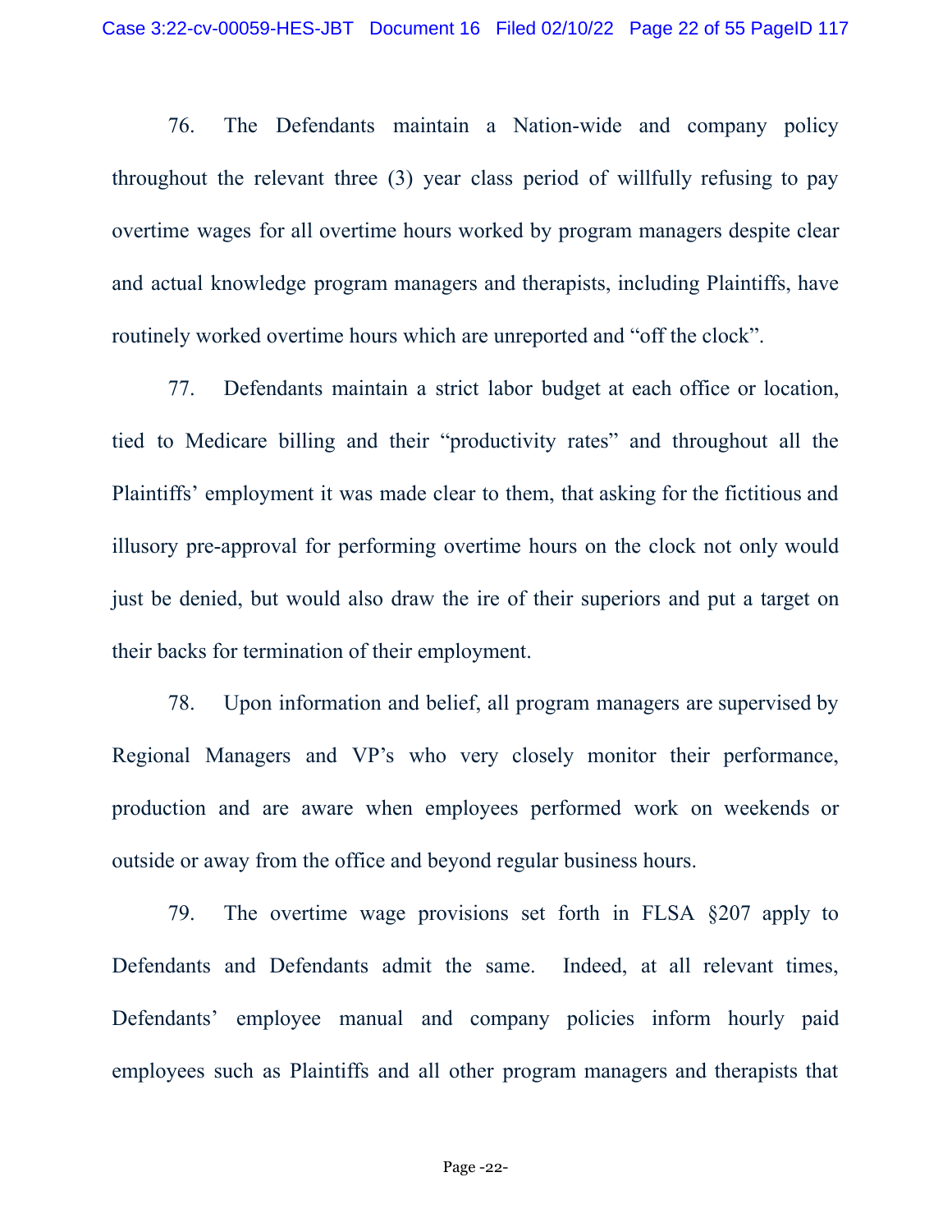76. The Defendants maintain a Nation-wide and company policy throughout the relevant three (3) year class period of willfully refusing to pay overtime wages for all overtime hours worked by program managers despite clear and actual knowledge program managers and therapists, including Plaintiffs, have routinely worked overtime hours which are unreported and "off the clock".

77. Defendants maintain a strict labor budget at each office or location, tied to Medicare billing and their "productivity rates" and throughout all the Plaintiffs' employment it was made clear to them, that asking for the fictitious and illusory pre-approval for performing overtime hours on the clock not only would just be denied, but would also draw the ire of their superiors and put a target on their backs for termination of their employment.

78. Upon information and belief, all program managers are supervised by Regional Managers and VP's who very closely monitor their performance, production and are aware when employees performed work on weekends or outside or away from the office and beyond regular business hours.

79. The overtime wage provisions set forth in FLSA §207 apply to Defendants and Defendants admit the same. Indeed, at all relevant times, Defendants' employee manual and company policies inform hourly paid employees such as Plaintiffs and all other program managers and therapists that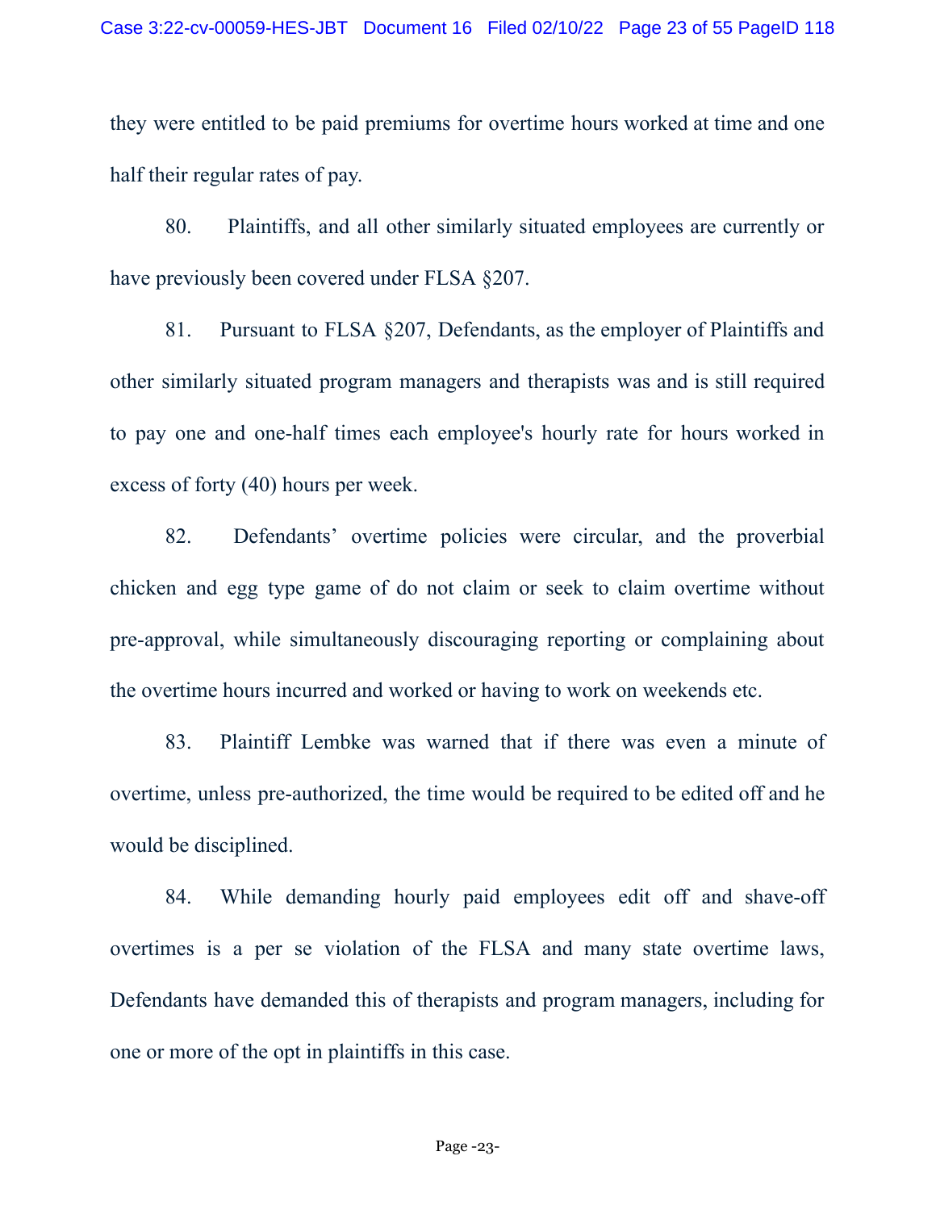they were entitled to be paid premiums for overtime hours worked at time and one half their regular rates of pay.

80. Plaintiffs, and all other similarly situated employees are currently or have previously been covered under FLSA §207.

81. Pursuant to FLSA §207, Defendants, as the employer of Plaintiffs and other similarly situated program managers and therapists was and is still required to pay one and one-half times each employee's hourly rate for hours worked in excess of forty (40) hours per week.

82. Defendants' overtime policies were circular, and the proverbial chicken and egg type game of do not claim or seek to claim overtime without pre-approval, while simultaneously discouraging reporting or complaining about the overtime hours incurred and worked or having to work on weekends etc.

83. Plaintiff Lembke was warned that if there was even a minute of overtime, unless pre-authorized, the time would be required to be edited off and he would be disciplined.

84. While demanding hourly paid employees edit off and shave-off overtimes is a per se violation of the FLSA and many state overtime laws, Defendants have demanded this of therapists and program managers, including for one or more of the opt in plaintiffs in this case.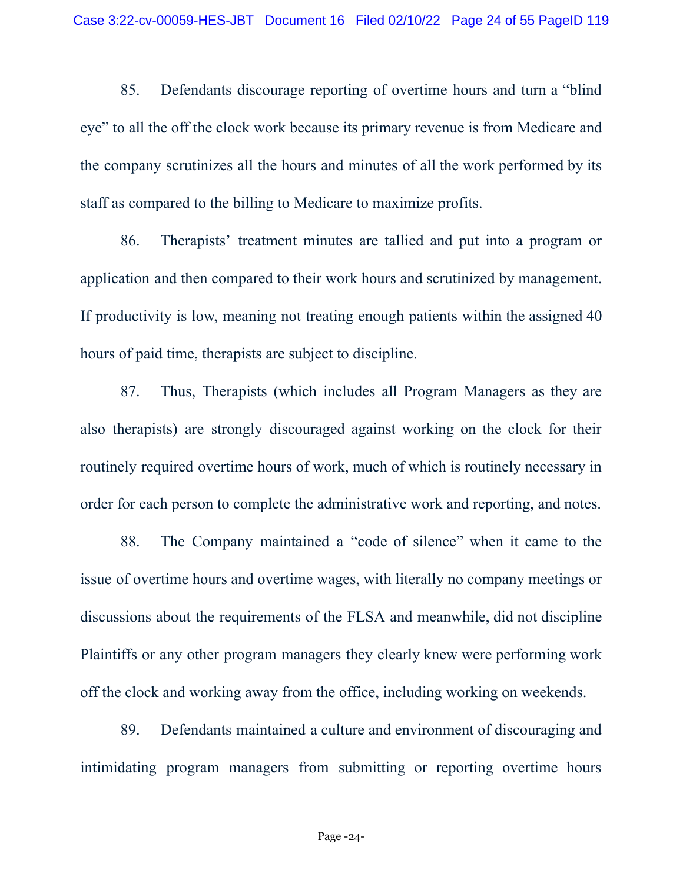85. Defendants discourage reporting of overtime hours and turn a "blind eye" to all the off the clock work because its primary revenue is from Medicare and the company scrutinizes all the hours and minutes of all the work performed by its staff as compared to the billing to Medicare to maximize profits.

86. Therapists' treatment minutes are tallied and put into a program or application and then compared to their work hours and scrutinized by management. If productivity is low, meaning not treating enough patients within the assigned 40 hours of paid time, therapists are subject to discipline.

87. Thus, Therapists (which includes all Program Managers as they are also therapists) are strongly discouraged against working on the clock for their routinely required overtime hours of work, much of which is routinely necessary in order for each person to complete the administrative work and reporting, and notes.

88. The Company maintained a "code of silence" when it came to the issue of overtime hours and overtime wages, with literally no company meetings or discussions about the requirements of the FLSA and meanwhile, did not discipline Plaintiffs or any other program managers they clearly knew were performing work off the clock and working away from the office, including working on weekends.

89. Defendants maintained a culture and environment of discouraging and intimidating program managers from submitting or reporting overtime hours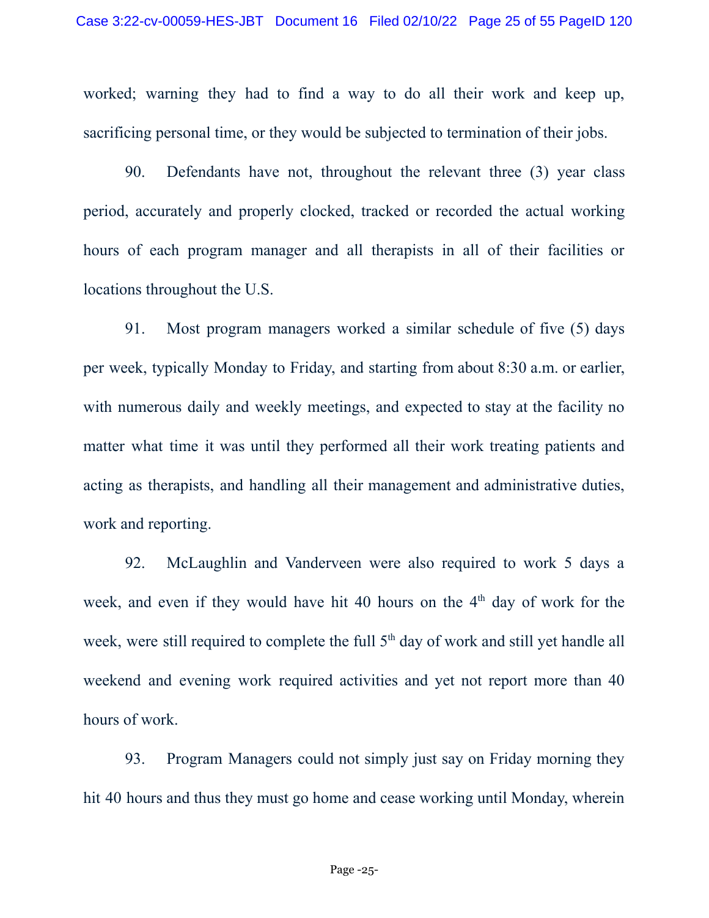worked; warning they had to find a way to do all their work and keep up, sacrificing personal time, or they would be subjected to termination of their jobs.

90. Defendants have not, throughout the relevant three (3) year class period, accurately and properly clocked, tracked or recorded the actual working hours of each program manager and all therapists in all of their facilities or locations throughout the U.S.

91. Most program managers worked a similar schedule of five (5) days per week, typically Monday to Friday, and starting from about 8:30 a.m. or earlier, with numerous daily and weekly meetings, and expected to stay at the facility no matter what time it was until they performed all their work treating patients and acting as therapists, and handling all their management and administrative duties, work and reporting.

92. McLaughlin and Vanderveen were also required to work 5 days a week, and even if they would have hit 40 hours on the 4th day of work for the week, were still required to complete the full 5th day of work and still yet handle all weekend and evening work required activities and yet not report more than 40 hours of work.

93. Program Managers could not simply just say on Friday morning they hit 40 hours and thus they must go home and cease working until Monday, wherein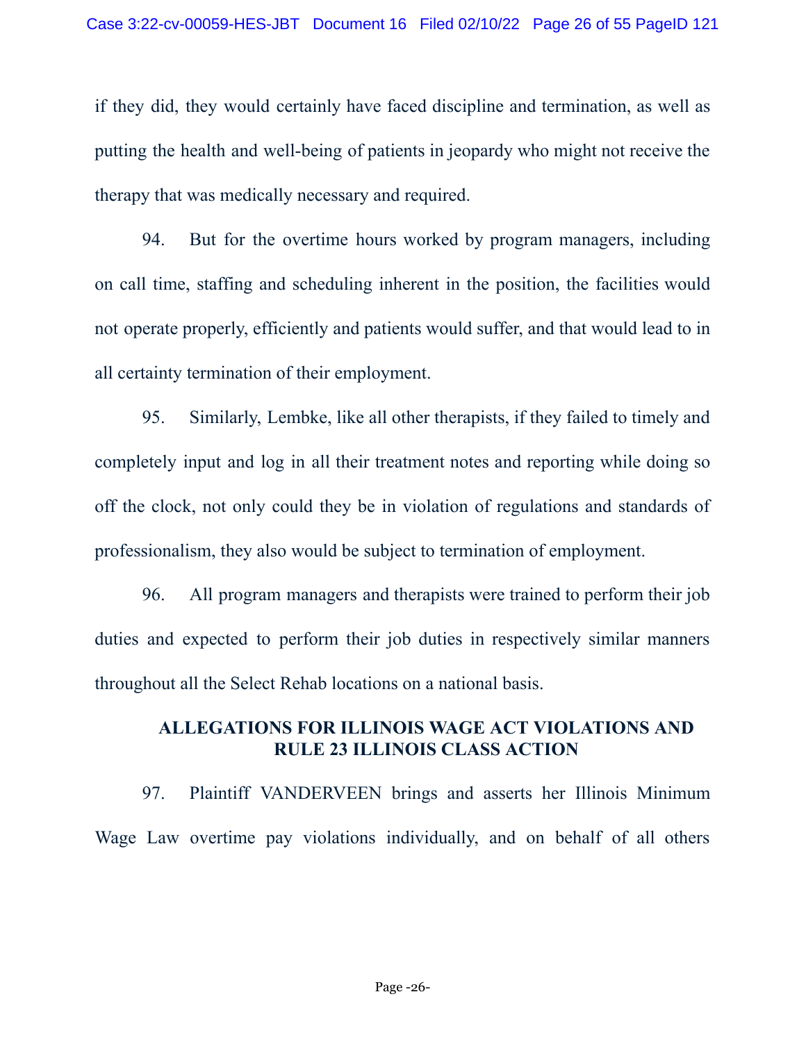if they did, they would certainly have faced discipline and termination, as well as putting the health and well-being of patients in jeopardy who might not receive the therapy that was medically necessary and required.

94. But for the overtime hours worked by program managers, including on call time, staffing and scheduling inherent in the position, the facilities would not operate properly, efficiently and patients would suffer, and that would lead to in all certainty termination of their employment.

95. Similarly, Lembke, like all other therapists, if they failed to timely and completely input and log in all their treatment notes and reporting while doing so off the clock, not only could they be in violation of regulations and standards of professionalism, they also would be subject to termination of employment.

96. All program managers and therapists were trained to perform their job duties and expected to perform their job duties in respectively similar manners throughout all the Select Rehab locations on a national basis.

**ALLEGATIONS FOR ILLINOIS WAGE ACT VIOLATIONS AND RULE 23 ILLINOIS CLASS ACTION**

97. Plaintiff VANDERVEEN brings and asserts her Illinois Minimum Wage Law overtime pay violations individually, and on behalf of all others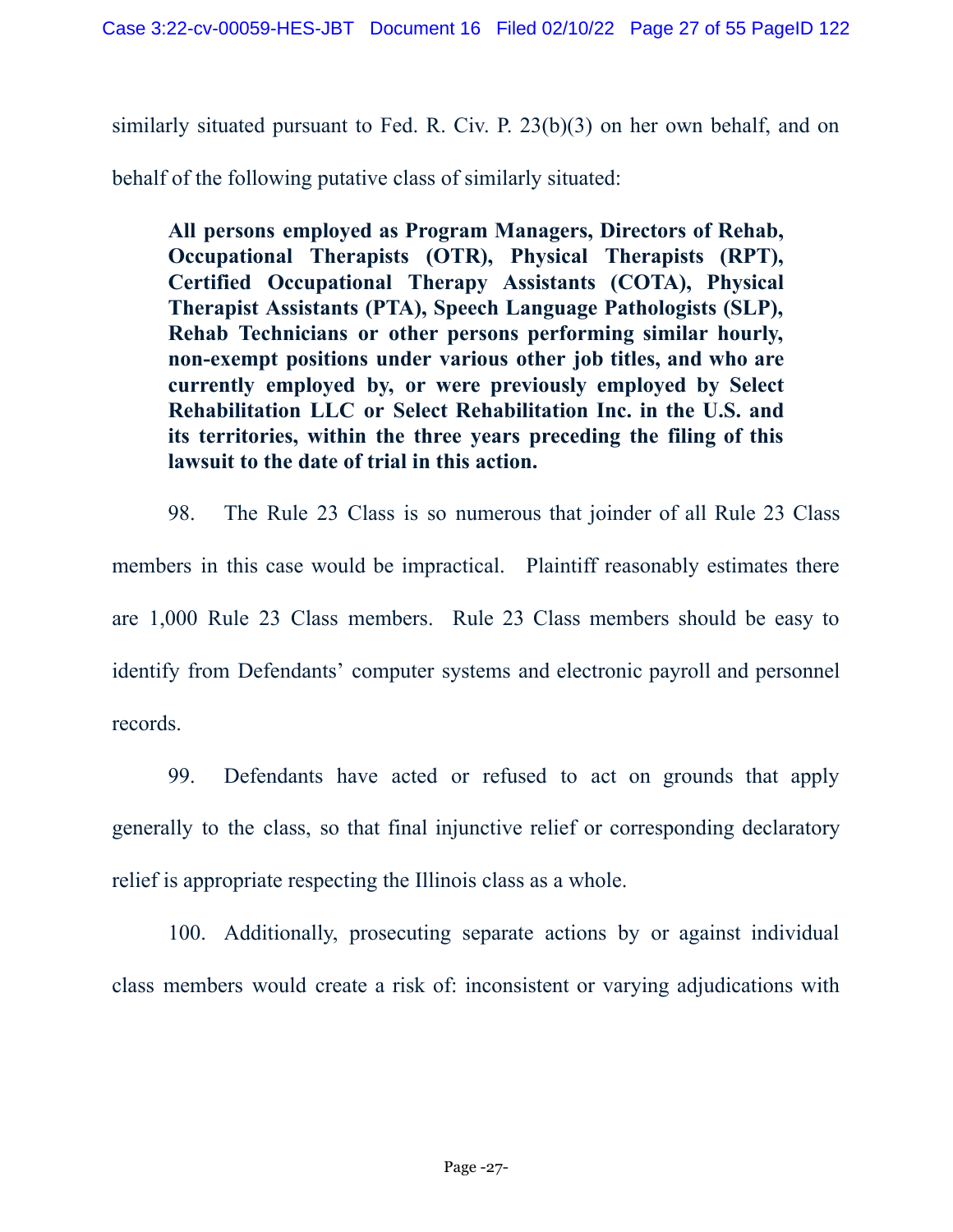similarly situated pursuant to Fed. R. Civ. P. 23(b)(3) on her own behalf, and on behalf of the following putative class of similarly situated:

> **All persons employed as Program Managers, Directors of Rehab, Occupational Therapists (OTR), Physical Therapists (RPT), Certified Occupational Therapy Assistants (COTA), Physical Therapist Assistants (PTA), Speech Language Pathologists (SLP), Rehab Technicians or other persons performing similar hourly, non-exempt positions under various other job titles, and who are currently employed by, or were previously employed by Select Rehabilitation LLC or Select Rehabilitation Inc. in the U.S. and its territories, within the three years preceding the filing of this lawsuit to the date of trial in this action.**

98. The Rule 23 Class is so numerous that joinder of all Rule 23 Class members in this case would be impractical. Plaintiff reasonably estimates there are 1,000 Rule 23 Class members. Rule 23 Class members should be easy to identify from Defendants' computer systems and electronic payroll and personnel records.

99. Defendants have acted or refused to act on grounds that apply generally to the class, so that final injunctive relief or corresponding declaratory relief is appropriate respecting the Illinois class as a whole.

100. Additionally, prosecuting separate actions by or against individual class members would create a risk of: inconsistent or varying adjudications with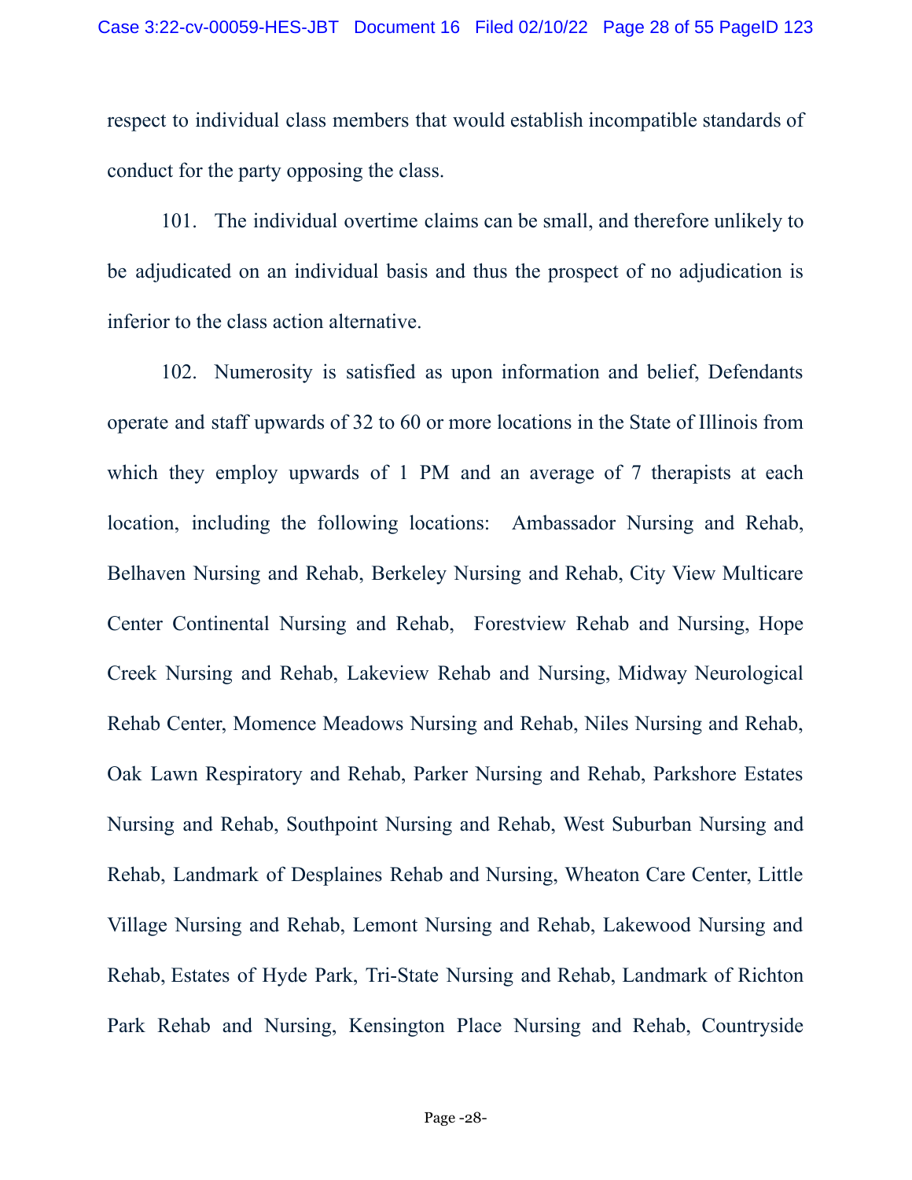respect to individual class members that would establish incompatible standards of conduct for the party opposing the class.

101. The individual overtime claims can be small, and therefore unlikely to be adjudicated on an individual basis and thus the prospect of no adjudication is inferior to the class action alternative.

102. Numerosity is satisfied as upon information and belief, Defendants operate and staff upwards of 32 to 60 or more locations in the State of Illinois from which they employ upwards of 1 PM and an average of 7 therapists at each location, including the following locations: Ambassador Nursing and Rehab, Belhaven Nursing and Rehab, Berkeley Nursing and Rehab, City View Multicare Center Continental Nursing and Rehab, Forestview Rehab and Nursing, Hope Creek Nursing and Rehab, Lakeview Rehab and Nursing, Midway Neurological Rehab Center, Momence Meadows Nursing and Rehab, Niles Nursing and Rehab, Oak Lawn Respiratory and Rehab, Parker Nursing and Rehab, Parkshore Estates Nursing and Rehab, Southpoint Nursing and Rehab, West Suburban Nursing and Rehab, Landmark of Desplaines Rehab and Nursing, Wheaton Care Center, Little Village Nursing and Rehab, Lemont Nursing and Rehab, Lakewood Nursing and Rehab, Estates of Hyde Park, Tri-State Nursing and Rehab, Landmark of Richton Park Rehab and Nursing, Kensington Place Nursing and Rehab, Countryside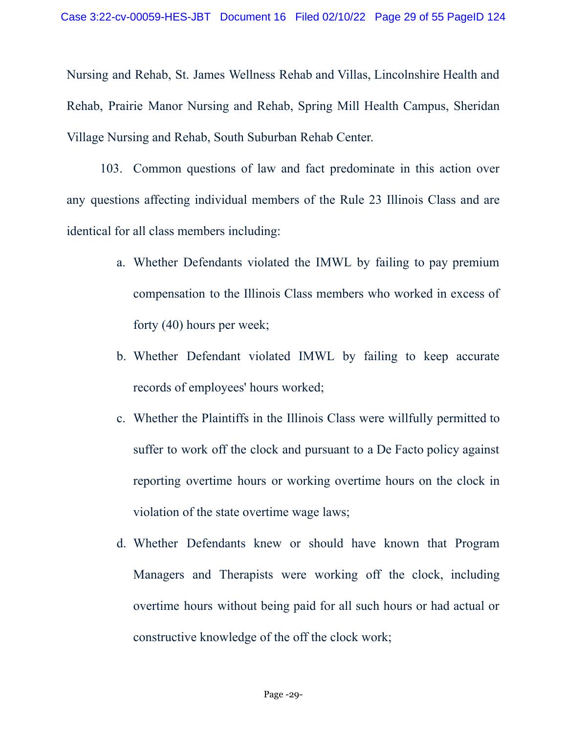Nursing and Rehab, St. James Wellness Rehab and Villas, Lincolnshire Health and Rehab, Prairie Manor Nursing and Rehab, Spring Mill Health Campus, Sheridan Village Nursing and Rehab, South Suburban Rehab Center.

103. Common questions of law and fact predominate in this action over any questions affecting individual members of the Rule 23 Illinois Class and are identical for all class members including:

a. Whether Defendants violated the IMWL by failing to pay premium compensation to the Illinois Class members who worked in excess of forty (40) hours per week;

b. Whether Defendant violated IMWL by failing to keep accurate records of employees' hours worked;

c. Whether the Plaintiffs in the Illinois Class were willfully permitted to suffer to work off the clock and pursuant to a De Facto policy against reporting overtime hours or working overtime hours on the clock in violation of the state overtime wage laws;

d. Whether Defendants knew or should have known that Program Managers and Therapists were working off the clock, including overtime hours without being paid for all such hours or had actual or constructive knowledge of the off the clock work;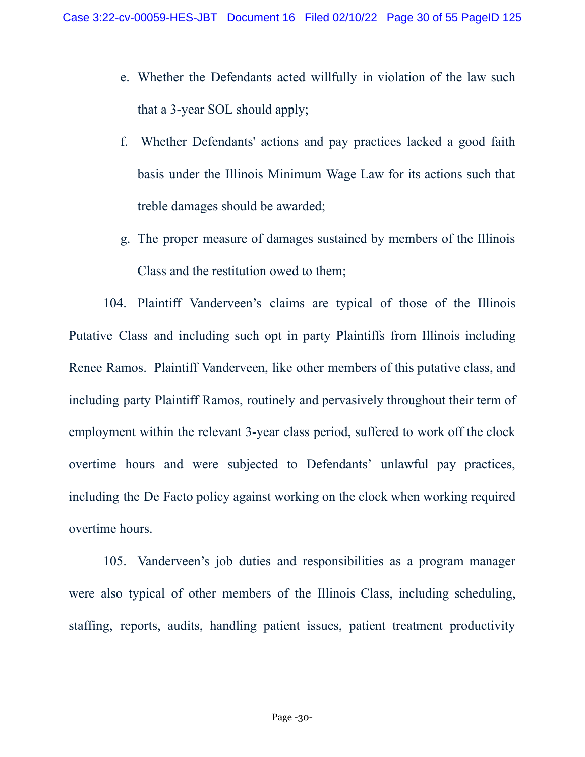e. Whether the Defendants acted willfully in violation of the law such that a 3-year SOL should apply;

f. Whether Defendants' actions and pay practices lacked a good faith basis under the Illinois Minimum Wage Law for its actions such that treble damages should be awarded;

g. The proper measure of damages sustained by members of the Illinois Class and the restitution owed to them;

104. Plaintiff Vanderveen's claims are typical of those of the Illinois Putative Class and including such opt in party Plaintiffs from Illinois including Renee Ramos. Plaintiff Vanderveen, like other members of this putative class, and including party Plaintiff Ramos, routinely and pervasively throughout their term of employment within the relevant 3-year class period, suffered to work off the clock overtime hours and were subjected to Defendants' unlawful pay practices, including the De Facto policy against working on the clock when working required overtime hours.

105. Vanderveen's job duties and responsibilities as a program manager were also typical of other members of the Illinois Class, including scheduling, staffing, reports, audits, handling patient issues, patient treatment productivity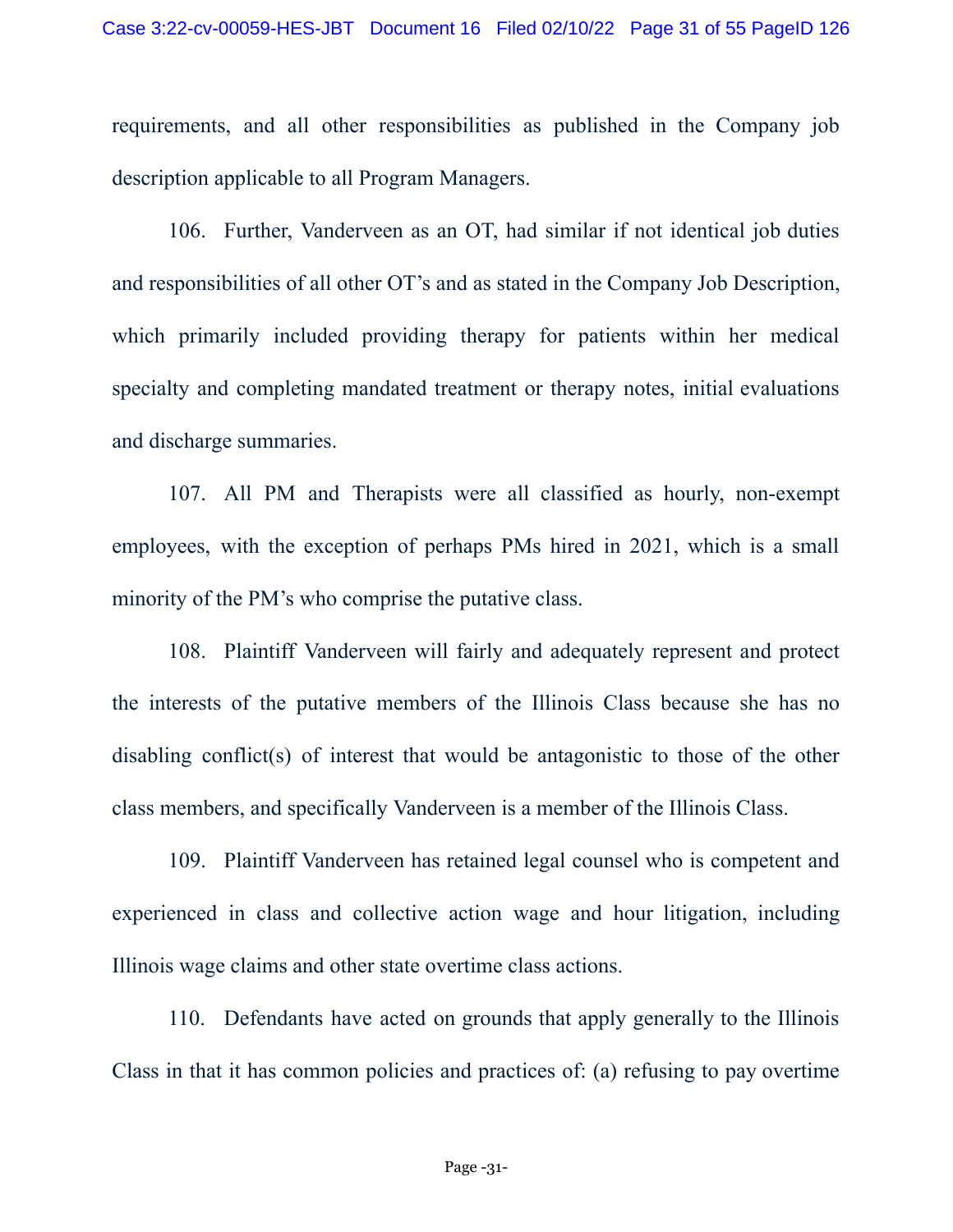requirements, and all other responsibilities as published in the Company job description applicable to all Program Managers.

106. Further, Vanderveen as an OT, had similar if not identical job duties and responsibilities of all other OT's and as stated in the Company Job Description, which primarily included providing therapy for patients within her medical specialty and completing mandated treatment or therapy notes, initial evaluations and discharge summaries.

107. All PM and Therapists were all classified as hourly, non-exempt employees, with the exception of perhaps PMs hired in 2021, which is a small minority of the PM's who comprise the putative class.

108. Plaintiff Vanderveen will fairly and adequately represent and protect the interests of the putative members of the Illinois Class because she has no disabling conflict(s) of interest that would be antagonistic to those of the other class members, and specifically Vanderveen is a member of the Illinois Class.

109. Plaintiff Vanderveen has retained legal counsel who is competent and experienced in class and collective action wage and hour litigation, including Illinois wage claims and other state overtime class actions.

110. Defendants have acted on grounds that apply generally to the Illinois Class in that it has common policies and practices of: (a) refusing to pay overtime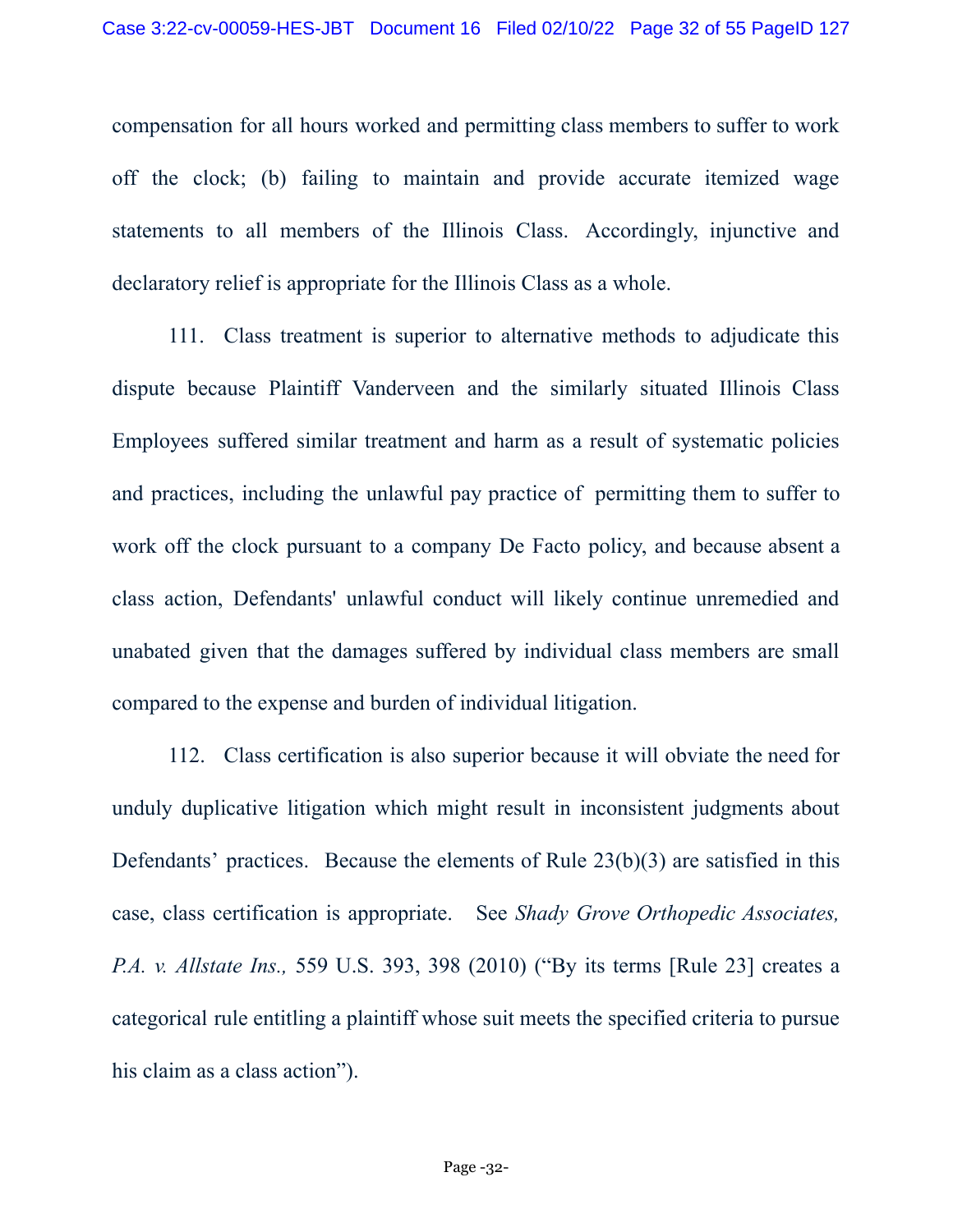compensation for all hours worked and permitting class members to suffer to work off the clock; (b) failing to maintain and provide accurate itemized wage statements to all members of the Illinois Class. Accordingly, injunctive and declaratory relief is appropriate for the Illinois Class as a whole.

111. Class treatment is superior to alternative methods to adjudicate this dispute because Plaintiff Vanderveen and the similarly situated Illinois Class Employees suffered similar treatment and harm as a result of systematic policies and practices, including the unlawful pay practice of permitting them to suffer to work off the clock pursuant to a company De Facto policy, and because absent a class action, Defendants' unlawful conduct will likely continue unremedied and unabated given that the damages suffered by individual class members are small compared to the expense and burden of individual litigation.

112. Class certification is also superior because it will obviate the need for unduly duplicative litigation which might result in inconsistent judgments about Defendants' practices. Because the elements of Rule 23(b)(3) are satisfied in this case, class certification is appropriate. See *Shady Grove Orthopedic Associates, P.A. v. Allstate Ins.,* 559 U.S. 393, 398 (2010) ("By its terms [Rule 23] creates a categorical rule entitling a plaintiff whose suit meets the specified criteria to pursue his claim as a class action").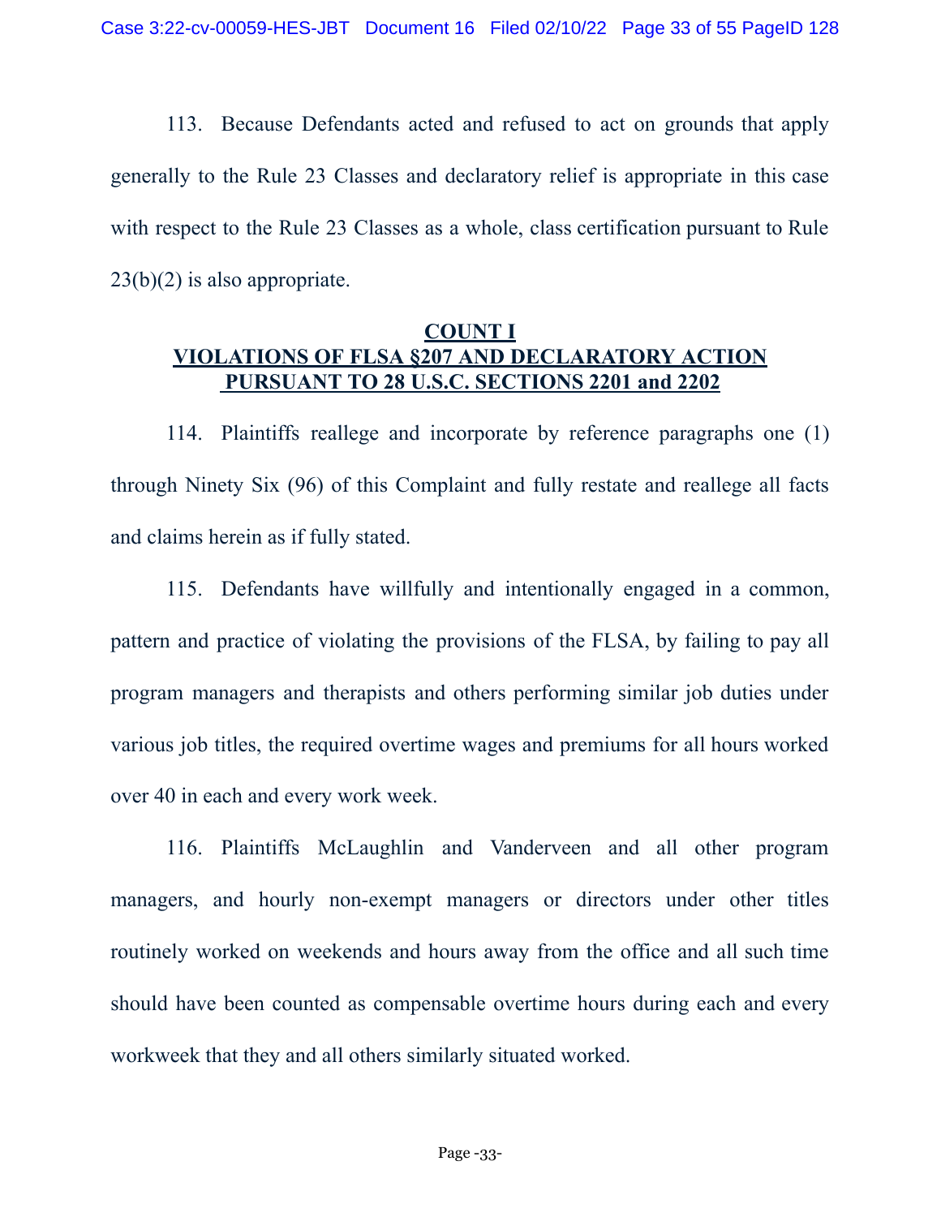113. Because Defendants acted and refused to act on grounds that apply generally to the Rule 23 Classes and declaratory relief is appropriate in this case with respect to the Rule 23 Classes as a whole, class certification pursuant to Rule 23(b)(2) is also appropriate.

## COUNT I
## VIOLATIONS OF FLSA §207 AND DECLARATORY ACTION PURSUANT TO 28 U.S.C. SECTIONS 2201 and 2202

114. Plaintiffs reallege and incorporate by reference paragraphs one (1) through Ninety Six (96) of this Complaint and fully restate and reallege all facts and claims herein as if fully stated.

115. Defendants have willfully and intentionally engaged in a common, pattern and practice of violating the provisions of the FLSA, by failing to pay all program managers and therapists and others performing similar job duties under various job titles, the required overtime wages and premiums for all hours worked over 40 in each and every work week.

116. Plaintiffs McLaughlin and Vanderveen and all other program managers, and hourly non-exempt managers or directors under other titles routinely worked on weekends and hours away from the office and all such time should have been counted as compensable overtime hours during each and every workweek that they and all others similarly situated worked.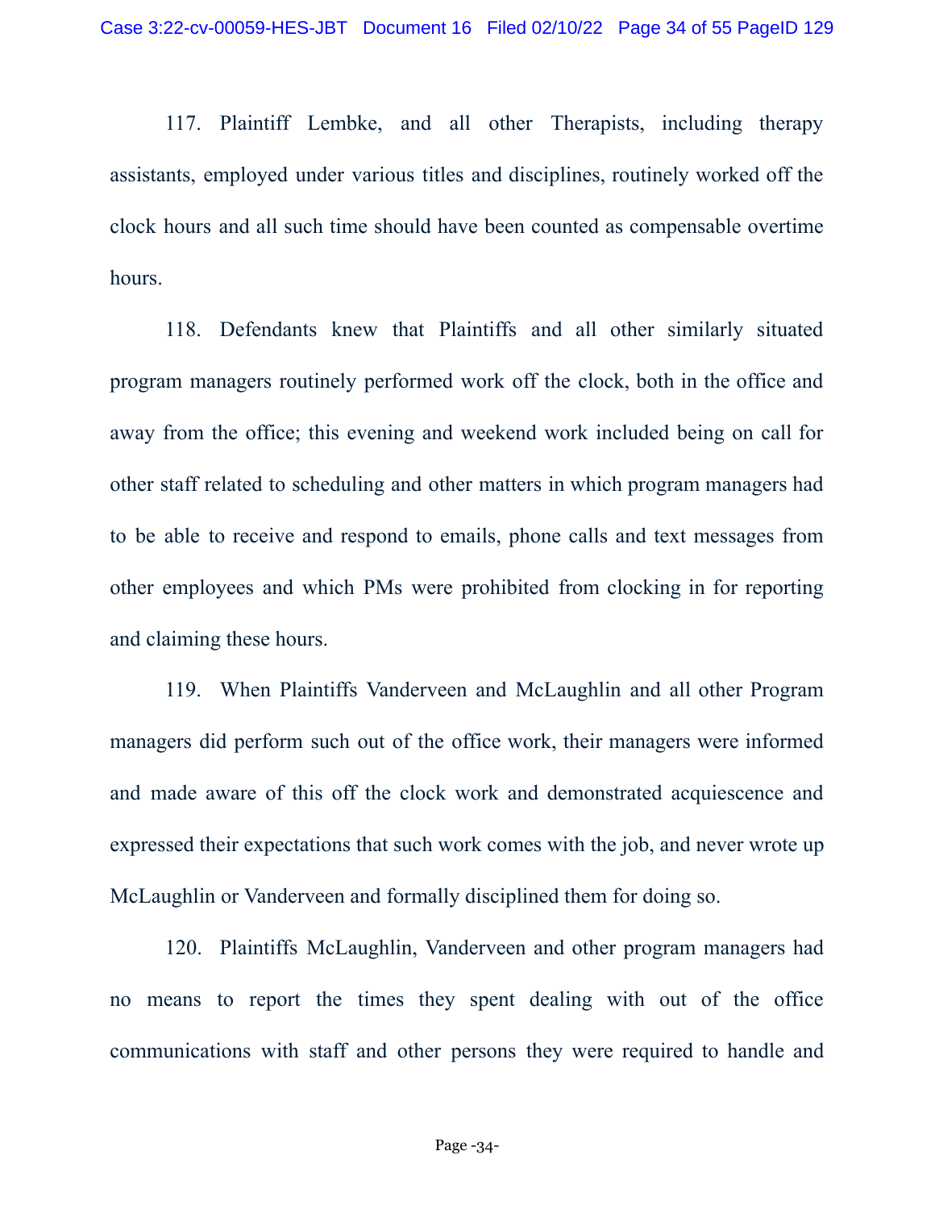117. Plaintiff Lembke, and all other Therapists, including therapy assistants, employed under various titles and disciplines, routinely worked off the clock hours and all such time should have been counted as compensable overtime hours.

118. Defendants knew that Plaintiffs and all other similarly situated program managers routinely performed work off the clock, both in the office and away from the office; this evening and weekend work included being on call for other staff related to scheduling and other matters in which program managers had to be able to receive and respond to emails, phone calls and text messages from other employees and which PMs were prohibited from clocking in for reporting and claiming these hours.

119. When Plaintiffs Vanderveen and McLaughlin and all other Program managers did perform such out of the office work, their managers were informed and made aware of this off the clock work and demonstrated acquiescence and expressed their expectations that such work comes with the job, and never wrote up McLaughlin or Vanderveen and formally disciplined them for doing so.

120. Plaintiffs McLaughlin, Vanderveen and other program managers had no means to report the times they spent dealing with out of the office communications with staff and other persons they were required to handle and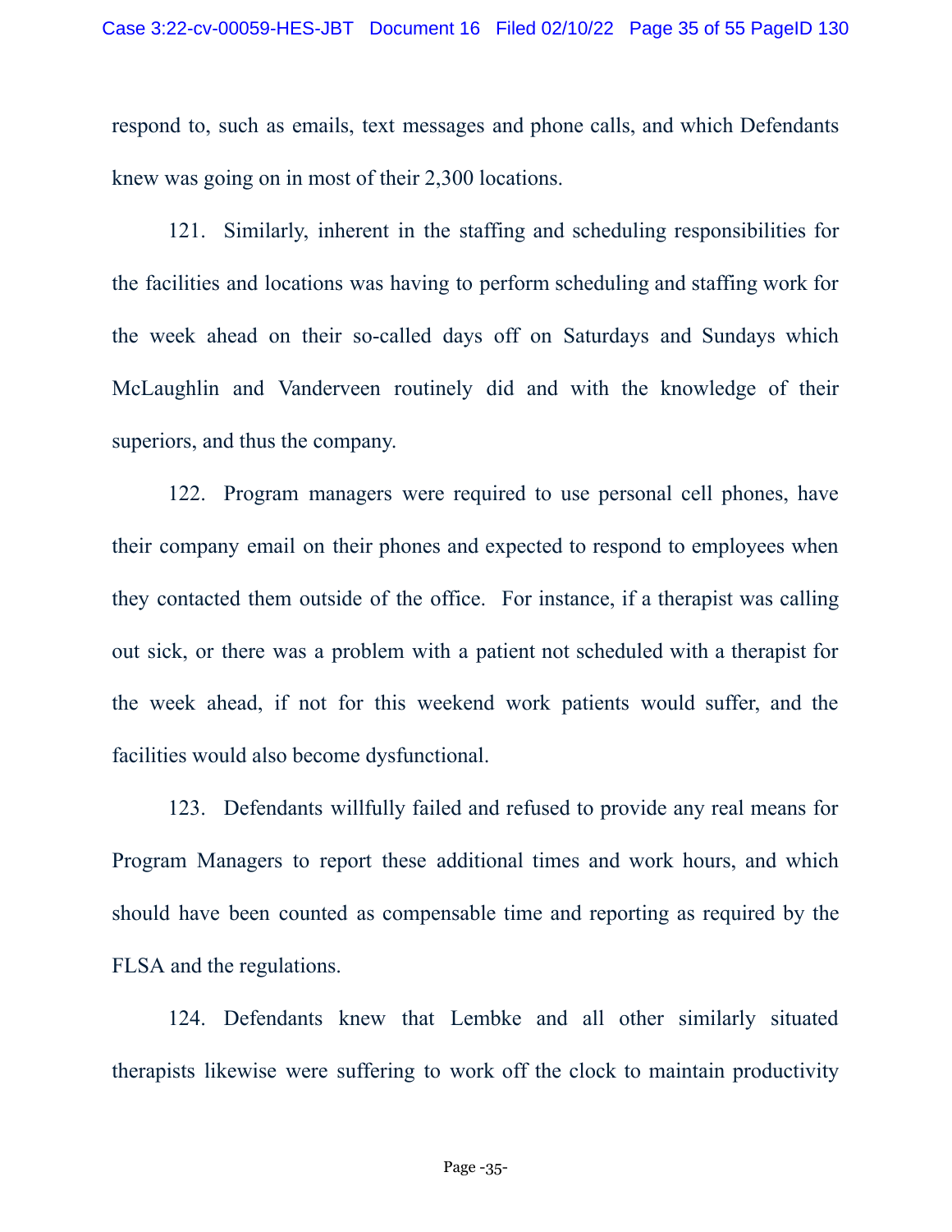respond to, such as emails, text messages and phone calls, and which Defendants knew was going on in most of their 2,300 locations.

121. Similarly, inherent in the staffing and scheduling responsibilities for the facilities and locations was having to perform scheduling and staffing work for the week ahead on their so-called days off on Saturdays and Sundays which McLaughlin and Vanderveen routinely did and with the knowledge of their superiors, and thus the company.

122. Program managers were required to use personal cell phones, have their company email on their phones and expected to respond to employees when they contacted them outside of the office. For instance, if a therapist was calling out sick, or there was a problem with a patient not scheduled with a therapist for the week ahead, if not for this weekend work patients would suffer, and the facilities would also become dysfunctional.

123. Defendants willfully failed and refused to provide any real means for Program Managers to report these additional times and work hours, and which should have been counted as compensable time and reporting as required by the FLSA and the regulations.

124. Defendants knew that Lembke and all other similarly situated therapists likewise were suffering to work off the clock to maintain productivity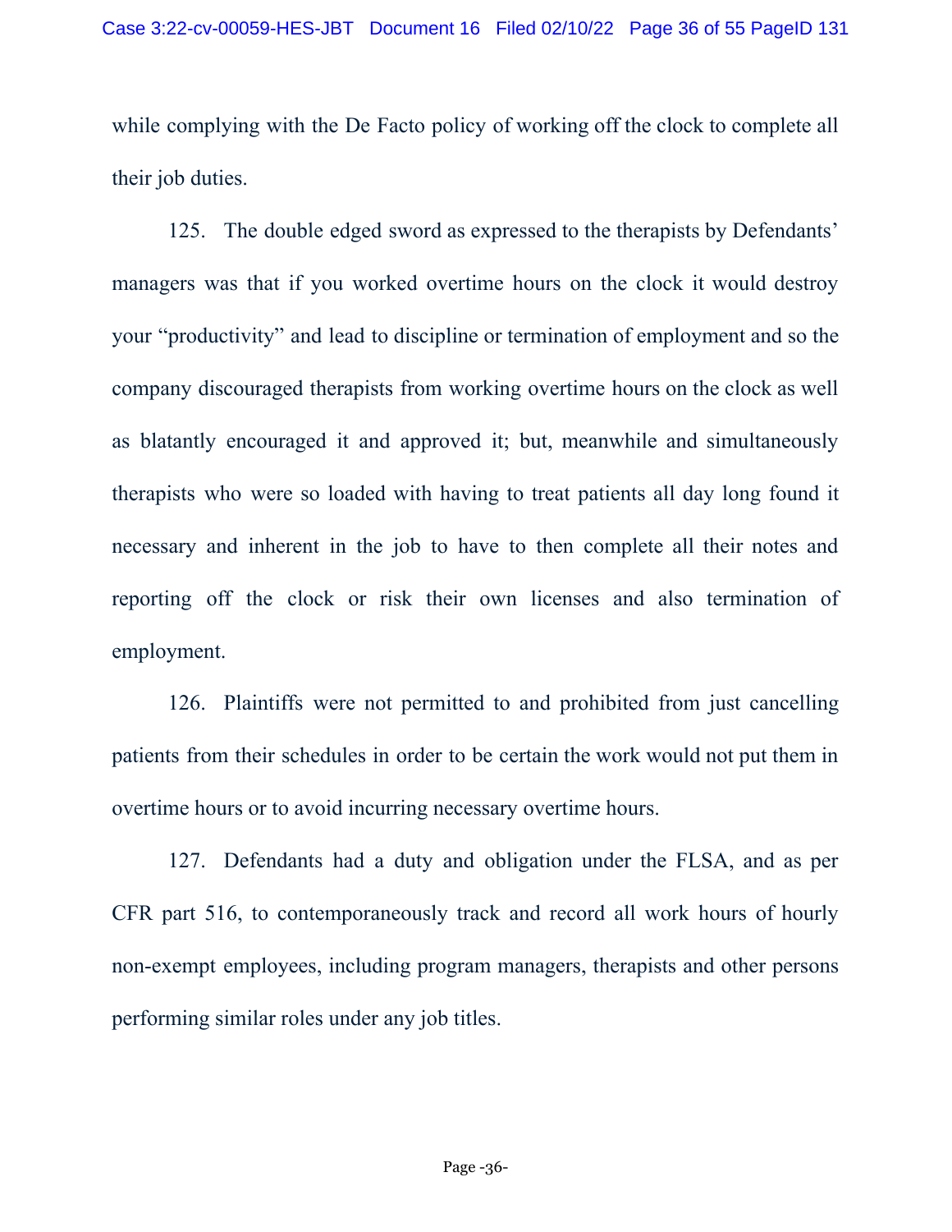while complying with the De Facto policy of working off the clock to complete all their job duties.

125. The double edged sword as expressed to the therapists by Defendants' managers was that if you worked overtime hours on the clock it would destroy your "productivity" and lead to discipline or termination of employment and so the company discouraged therapists from working overtime hours on the clock as well as blatantly encouraged it and approved it; but, meanwhile and simultaneously therapists who were so loaded with having to treat patients all day long found it necessary and inherent in the job to have to then complete all their notes and reporting off the clock or risk their own licenses and also termination of employment.

126. Plaintiffs were not permitted to and prohibited from just cancelling patients from their schedules in order to be certain the work would not put them in overtime hours or to avoid incurring necessary overtime hours.

127. Defendants had a duty and obligation under the FLSA, and as per CFR part 516, to contemporaneously track and record all work hours of hourly non-exempt employees, including program managers, therapists and other persons performing similar roles under any job titles.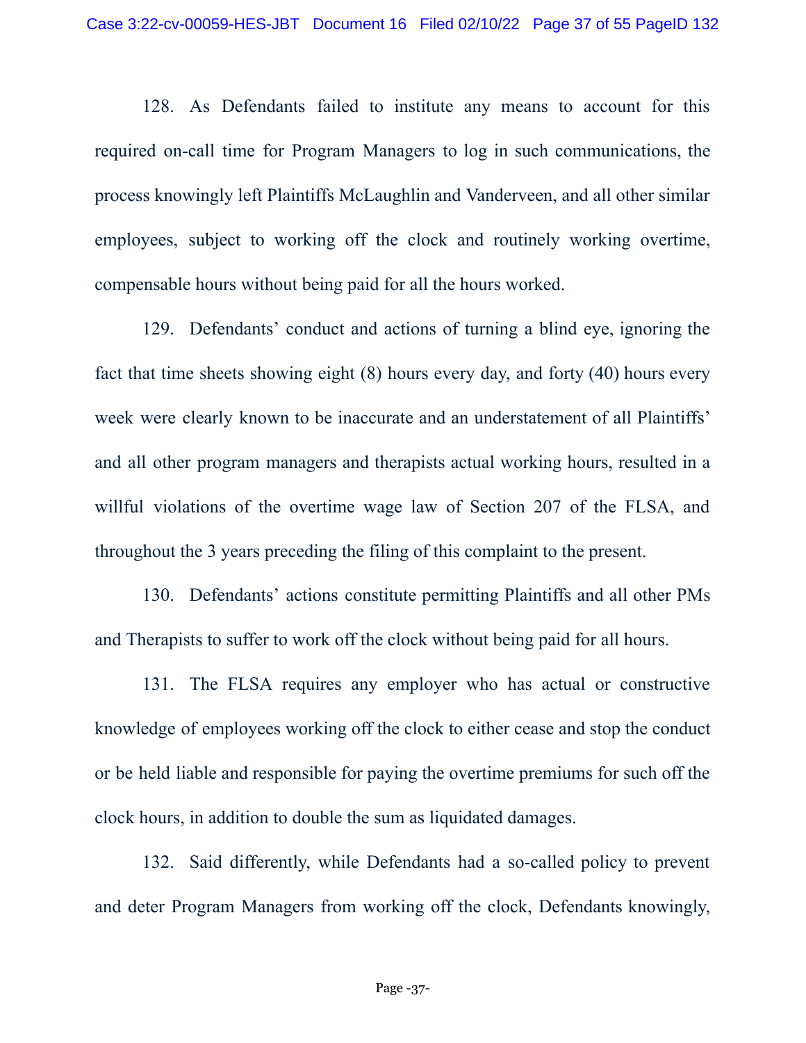128. As Defendants failed to institute any means to account for this required on-call time for Program Managers to log in such communications, the process knowingly left Plaintiffs McLaughlin and Vanderveen, and all other similar employees, subject to working off the clock and routinely working overtime, compensable hours without being paid for all the hours worked.

129. Defendants' conduct and actions of turning a blind eye, ignoring the fact that time sheets showing eight (8) hours every day, and forty (40) hours every week were clearly known to be inaccurate and an understatement of all Plaintiffs' and all other program managers and therapists actual working hours, resulted in a willful violations of the overtime wage law of Section 207 of the FLSA, and throughout the 3 years preceding the filing of this complaint to the present.

130. Defendants' actions constitute permitting Plaintiffs and all other PMs and Therapists to suffer to work off the clock without being paid for all hours.

131. The FLSA requires any employer who has actual or constructive knowledge of employees working off the clock to either cease and stop the conduct or be held liable and responsible for paying the overtime premiums for such off the clock hours, in addition to double the sum as liquidated damages.

132. Said differently, while Defendants had a so-called policy to prevent and deter Program Managers from working off the clock, Defendants knowingly,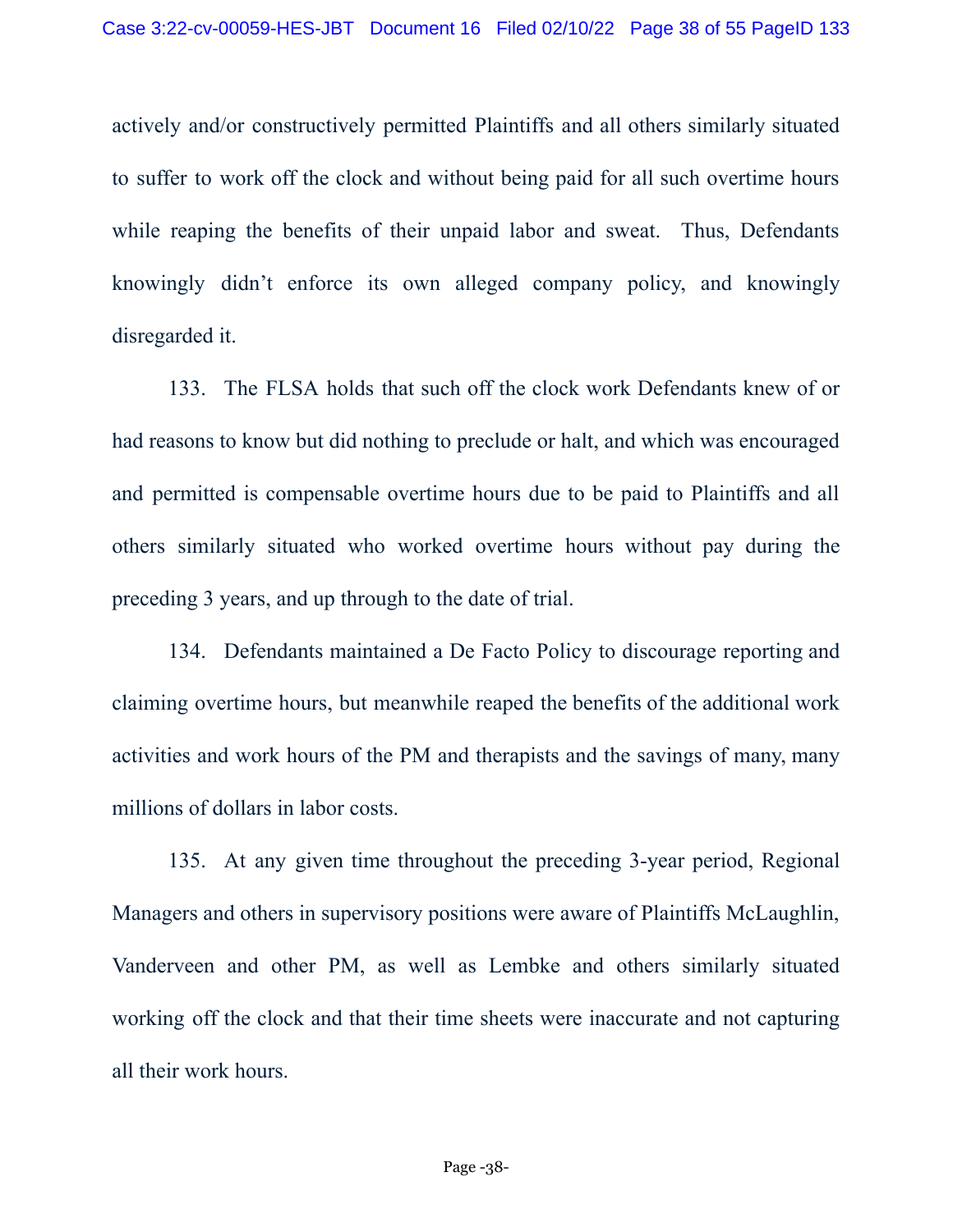actively and/or constructively permitted Plaintiffs and all others similarly situated to suffer to work off the clock and without being paid for all such overtime hours while reaping the benefits of their unpaid labor and sweat. Thus, Defendants knowingly didn't enforce its own alleged company policy, and knowingly disregarded it.

133. The FLSA holds that such off the clock work Defendants knew of or had reasons to know but did nothing to preclude or halt, and which was encouraged and permitted is compensable overtime hours due to be paid to Plaintiffs and all others similarly situated who worked overtime hours without pay during the preceding 3 years, and up through to the date of trial.

134. Defendants maintained a De Facto Policy to discourage reporting and claiming overtime hours, but meanwhile reaped the benefits of the additional work activities and work hours of the PM and therapists and the savings of many, many millions of dollars in labor costs.

135. At any given time throughout the preceding 3-year period, Regional Managers and others in supervisory positions were aware of Plaintiffs McLaughlin, Vanderveen and other PM, as well as Lembke and others similarly situated working off the clock and that their time sheets were inaccurate and not capturing all their work hours.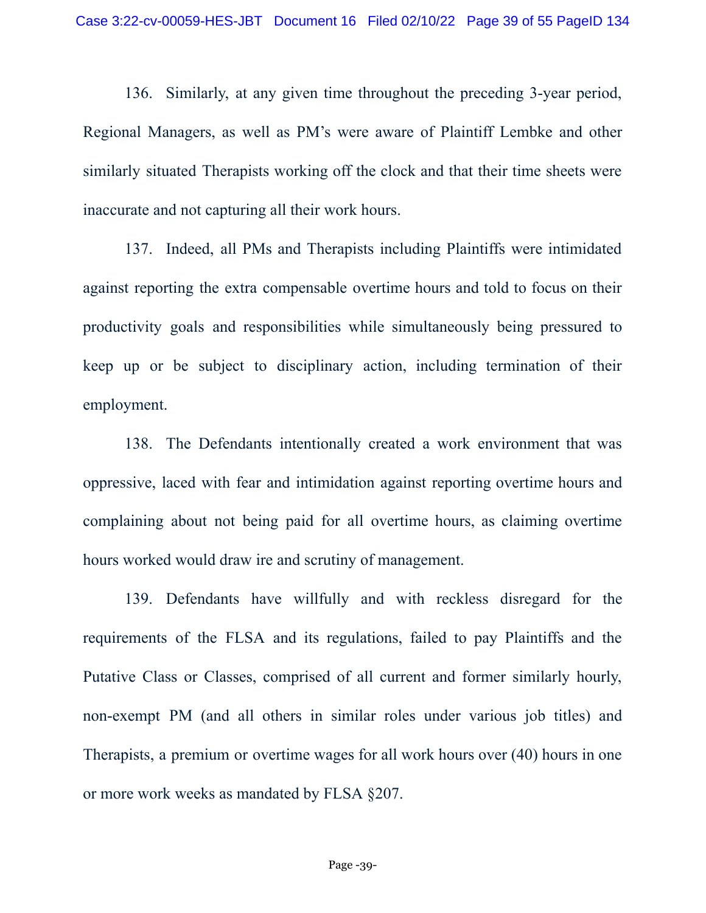136. Similarly, at any given time throughout the preceding 3-year period, Regional Managers, as well as PM's were aware of Plaintiff Lembke and other similarly situated Therapists working off the clock and that their time sheets were inaccurate and not capturing all their work hours.

137. Indeed, all PMs and Therapists including Plaintiffs were intimidated against reporting the extra compensable overtime hours and told to focus on their productivity goals and responsibilities while simultaneously being pressured to keep up or be subject to disciplinary action, including termination of their employment.

138. The Defendants intentionally created a work environment that was oppressive, laced with fear and intimidation against reporting overtime hours and complaining about not being paid for all overtime hours, as claiming overtime hours worked would draw ire and scrutiny of management.

139. Defendants have willfully and with reckless disregard for the requirements of the FLSA and its regulations, failed to pay Plaintiffs and the Putative Class or Classes, comprised of all current and former similarly hourly, non-exempt PM (and all others in similar roles under various job titles) and Therapists, a premium or overtime wages for all work hours over (40) hours in one or more work weeks as mandated by FLSA §207.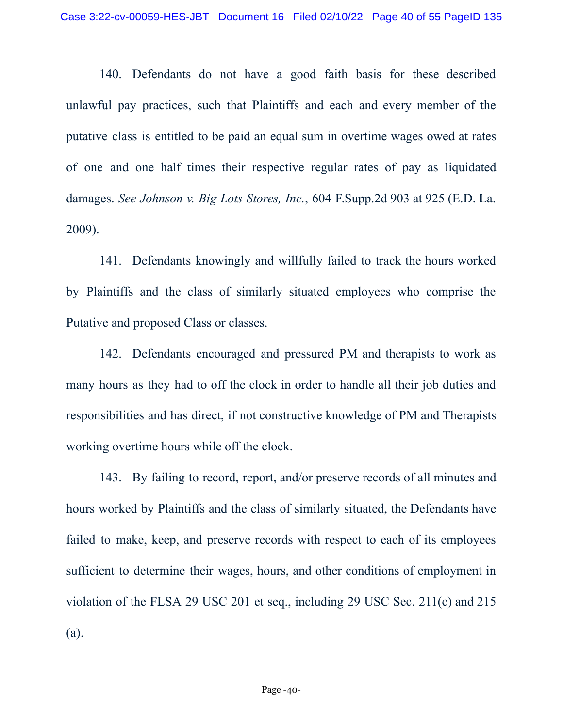140. Defendants do not have a good faith basis for these described unlawful pay practices, such that Plaintiffs and each and every member of the putative class is entitled to be paid an equal sum in overtime wages owed at rates of one and one half times their respective regular rates of pay as liquidated damages. *See Johnson v. Big Lots Stores, Inc.*, 604 F.Supp.2d 903 at 925 (E.D. La. 2009).

141. Defendants knowingly and willfully failed to track the hours worked by Plaintiffs and the class of similarly situated employees who comprise the Putative and proposed Class or classes.

142. Defendants encouraged and pressured PM and therapists to work as many hours as they had to off the clock in order to handle all their job duties and responsibilities and has direct, if not constructive knowledge of PM and Therapists working overtime hours while off the clock.

143. By failing to record, report, and/or preserve records of all minutes and hours worked by Plaintiffs and the class of similarly situated, the Defendants have failed to make, keep, and preserve records with respect to each of its employees sufficient to determine their wages, hours, and other conditions of employment in violation of the FLSA 29 USC 201 et seq., including 29 USC Sec. 211(c) and 215 (a).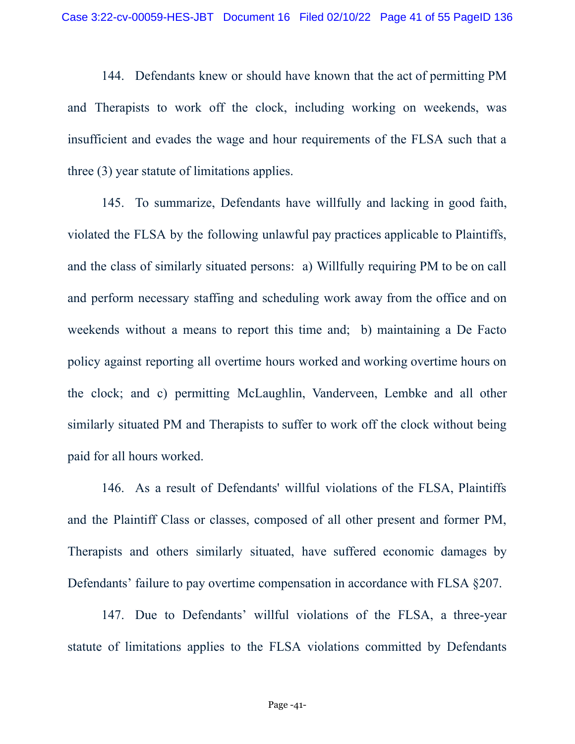144. Defendants knew or should have known that the act of permitting PM and Therapists to work off the clock, including working on weekends, was insufficient and evades the wage and hour requirements of the FLSA such that a three (3) year statute of limitations applies.

145. To summarize, Defendants have willfully and lacking in good faith, violated the FLSA by the following unlawful pay practices applicable to Plaintiffs, and the class of similarly situated persons: a) Willfully requiring PM to be on call and perform necessary staffing and scheduling work away from the office and on weekends without a means to report this time and; b) maintaining a De Facto policy against reporting all overtime hours worked and working overtime hours on the clock; and c) permitting McLaughlin, Vanderveen, Lembke and all other similarly situated PM and Therapists to suffer to work off the clock without being paid for all hours worked.

146. As a result of Defendants' willful violations of the FLSA, Plaintiffs and the Plaintiff Class or classes, composed of all other present and former PM, Therapists and others similarly situated, have suffered economic damages by Defendants' failure to pay overtime compensation in accordance with FLSA §207.

147. Due to Defendants' willful violations of the FLSA, a three-year statute of limitations applies to the FLSA violations committed by Defendants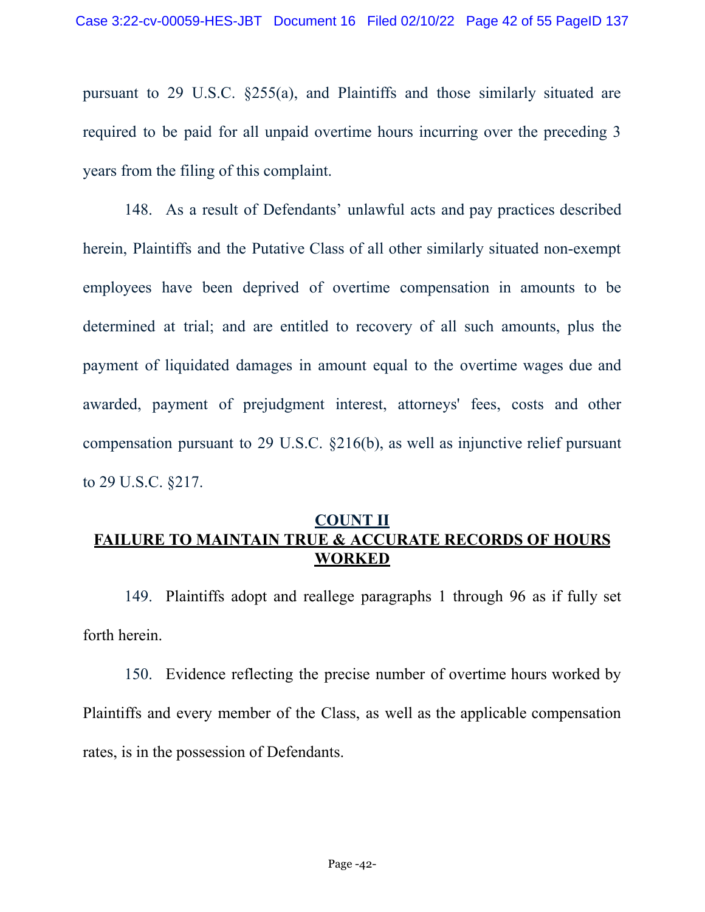pursuant to 29 U.S.C. §255(a), and Plaintiffs and those similarly situated are required to be paid for all unpaid overtime hours incurring over the preceding 3 years from the filing of this complaint.

148. As a result of Defendants' unlawful acts and pay practices described herein, Plaintiffs and the Putative Class of all other similarly situated non-exempt employees have been deprived of overtime compensation in amounts to be determined at trial; and are entitled to recovery of all such amounts, plus the payment of liquidated damages in amount equal to the overtime wages due and awarded, payment of prejudgment interest, attorneys' fees, costs and other compensation pursuant to 29 U.S.C. §216(b), as well as injunctive relief pursuant to 29 U.S.C. §217.

## COUNT II
## FAILURE TO MAINTAIN TRUE & ACCURATE RECORDS OF HOURS WORKED

149. Plaintiffs adopt and reallege paragraphs 1 through 96 as if fully set forth herein.

150. Evidence reflecting the precise number of overtime hours worked by Plaintiffs and every member of the Class, as well as the applicable compensation rates, is in the possession of Defendants.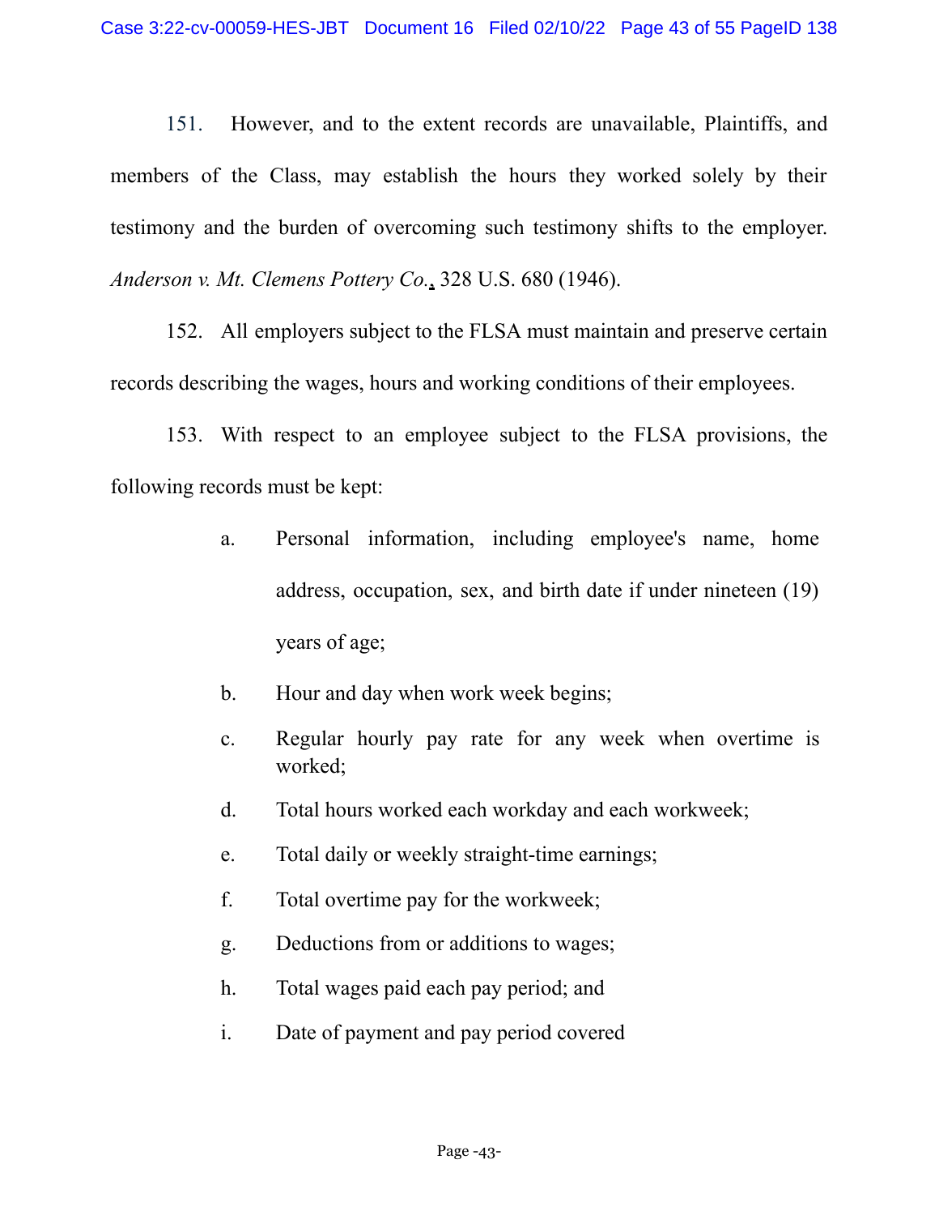151. However, and to the extent records are unavailable, Plaintiffs, and members of the Class, may establish the hours they worked solely by their testimony and the burden of overcoming such testimony shifts to the employer. *Anderson v. Mt. Clemens Pottery Co.*, 328 U.S. 680 (1946).

152. All employers subject to the FLSA must maintain and preserve certain records describing the wages, hours and working conditions of their employees.

153. With respect to an employee subject to the FLSA provisions, the following records must be kept:

a. Personal information, including employee's name, home address, occupation, sex, and birth date if under nineteen (19) years of age;

b. Hour and day when work week begins;

c. Regular hourly pay rate for any week when overtime is worked;

d. Total hours worked each workday and each workweek;

e. Total daily or weekly straight-time earnings;

f. Total overtime pay for the workweek;

g. Deductions from or additions to wages;

h. Total wages paid each pay period; and

i. Date of payment and pay period covered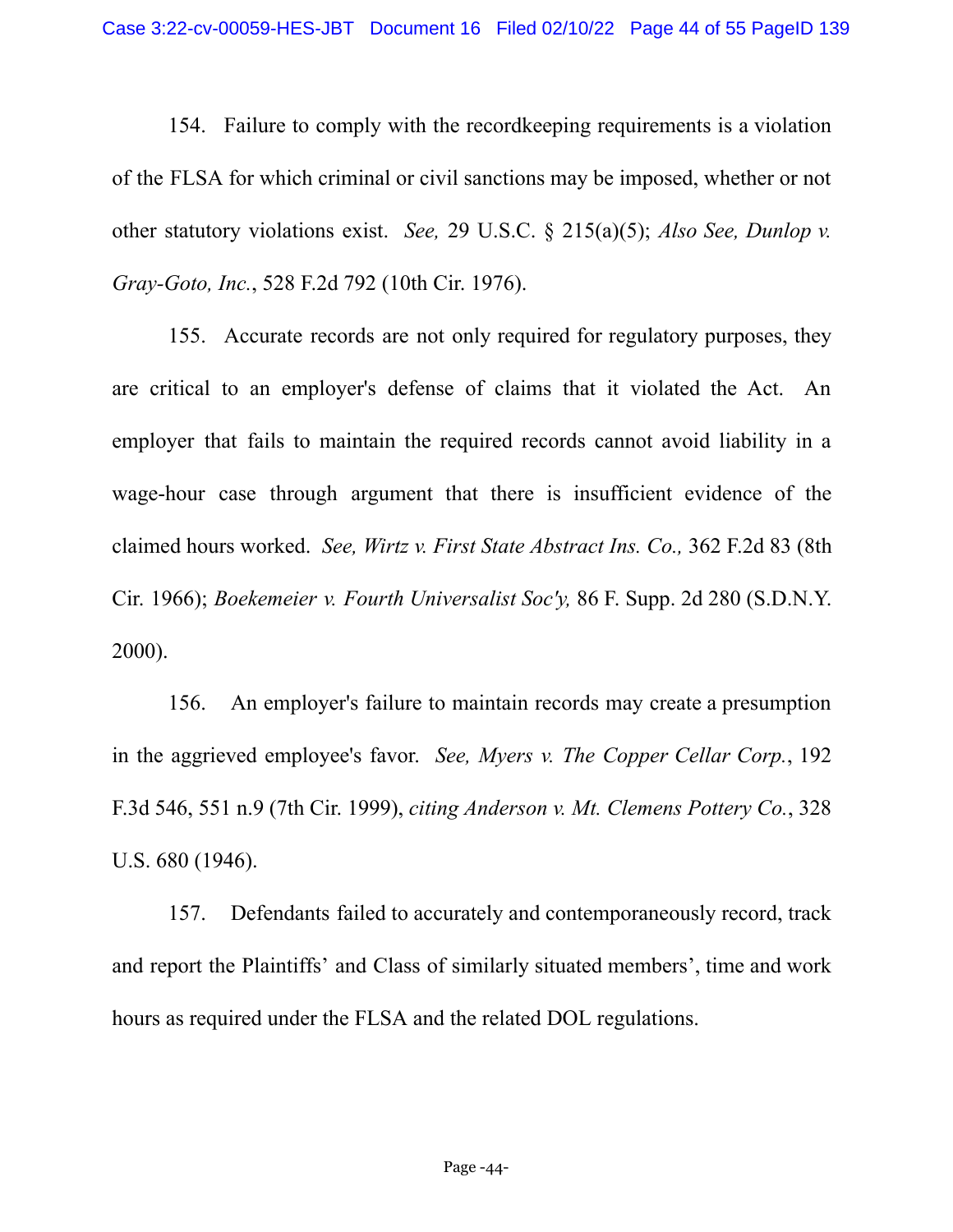154. Failure to comply with the recordkeeping requirements is a violation of the FLSA for which criminal or civil sanctions may be imposed, whether or not other statutory violations exist. *See,* 29 U.S.C. § 215(a)(5); *Also See, Dunlop v. Gray-Goto, Inc.*, 528 F.2d 792 (10th Cir. 1976).

155. Accurate records are not only required for regulatory purposes, they are critical to an employer's defense of claims that it violated the Act. An employer that fails to maintain the required records cannot avoid liability in a wage-hour case through argument that there is insufficient evidence of the claimed hours worked. *See, Wirtz v. First State Abstract Ins. Co.,* 362 F.2d 83 (8th Cir. 1966); *Boekemeier v. Fourth Universalist Soc'y,* 86 F. Supp. 2d 280 (S.D.N.Y. 2000).

156. An employer's failure to maintain records may create a presumption in the aggrieved employee's favor. *See, Myers v. The Copper Cellar Corp.*, 192 F.3d 546, 551 n.9 (7th Cir. 1999), *citing Anderson v. Mt. Clemens Pottery Co.*, 328 U.S. 680 (1946).

157. Defendants failed to accurately and contemporaneously record, track and report the Plaintiffs' and Class of similarly situated members', time and work hours as required under the FLSA and the related DOL regulations.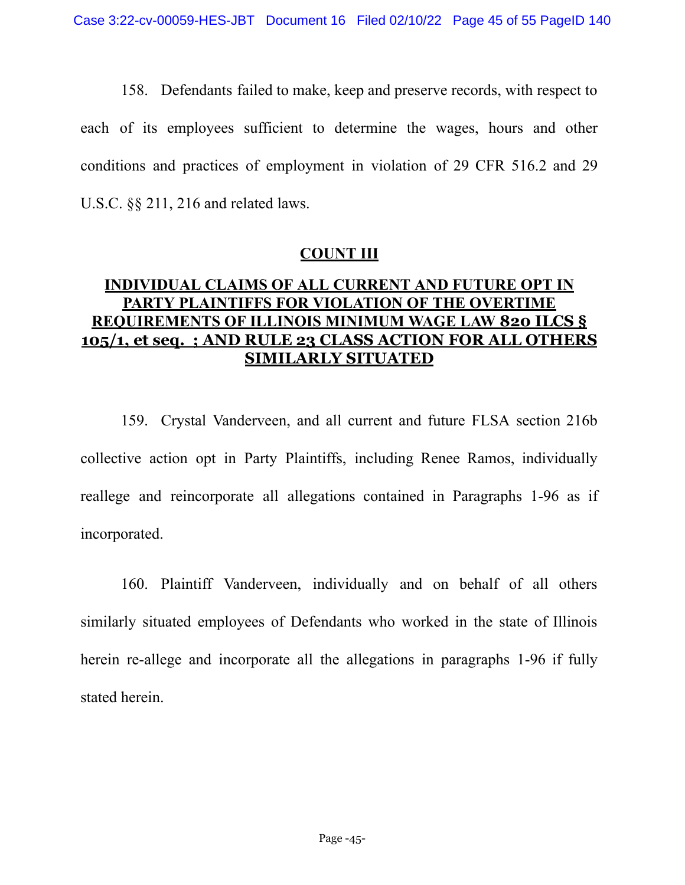158. Defendants failed to make, keep and preserve records, with respect to each of its employees sufficient to determine the wages, hours and other conditions and practices of employment in violation of 29 CFR 516.2 and 29 U.S.C. §§ 211, 216 and related laws.

## COUNT III

## INDIVIDUAL CLAIMS OF ALL CURRENT AND FUTURE OPT IN PARTY PLAINTIFFS FOR VIOLATION OF THE OVERTIME REQUIREMENTS OF ILLINOIS MINIMUM WAGE LAW 820 ILCS § 105/1, et seq. ; AND RULE 23 CLASS ACTION FOR ALL OTHERS SIMILARLY SITUATED

159. Crystal Vanderveen, and all current and future FLSA section 216b collective action opt in Party Plaintiffs, including Renee Ramos, individually reallege and reincorporate all allegations contained in Paragraphs 1-96 as if incorporated.

160. Plaintiff Vanderveen, individually and on behalf of all others similarly situated employees of Defendants who worked in the state of Illinois herein re-allege and incorporate all the allegations in paragraphs 1-96 if fully stated herein.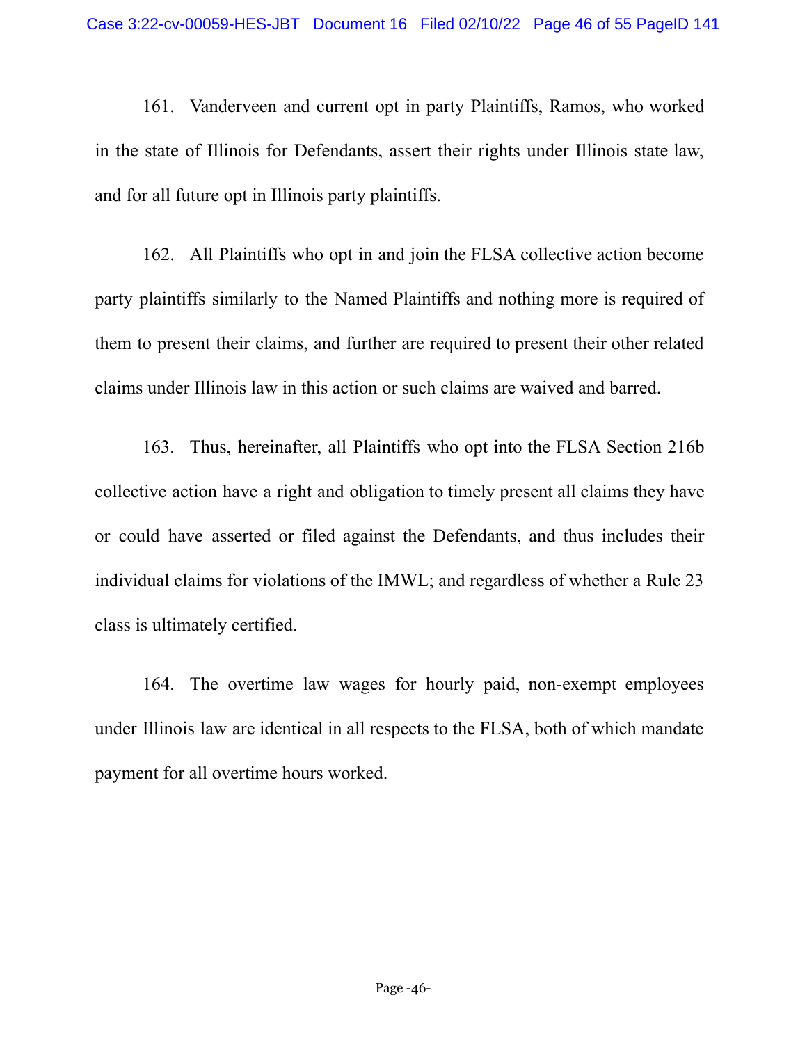161. Vanderveen and current opt in party Plaintiffs, Ramos, who worked in the state of Illinois for Defendants, assert their rights under Illinois state law, and for all future opt in Illinois party plaintiffs.

162. All Plaintiffs who opt in and join the FLSA collective action become party plaintiffs similarly to the Named Plaintiffs and nothing more is required of them to present their claims, and further are required to present their other related claims under Illinois law in this action or such claims are waived and barred.

163. Thus, hereinafter, all Plaintiffs who opt into the FLSA Section 216b collective action have a right and obligation to timely present all claims they have or could have asserted or filed against the Defendants, and thus includes their individual claims for violations of the IMWL; and regardless of whether a Rule 23 class is ultimately certified.

164. The overtime law wages for hourly paid, non-exempt employees under Illinois law are identical in all respects to the FLSA, both of which mandate payment for all overtime hours worked.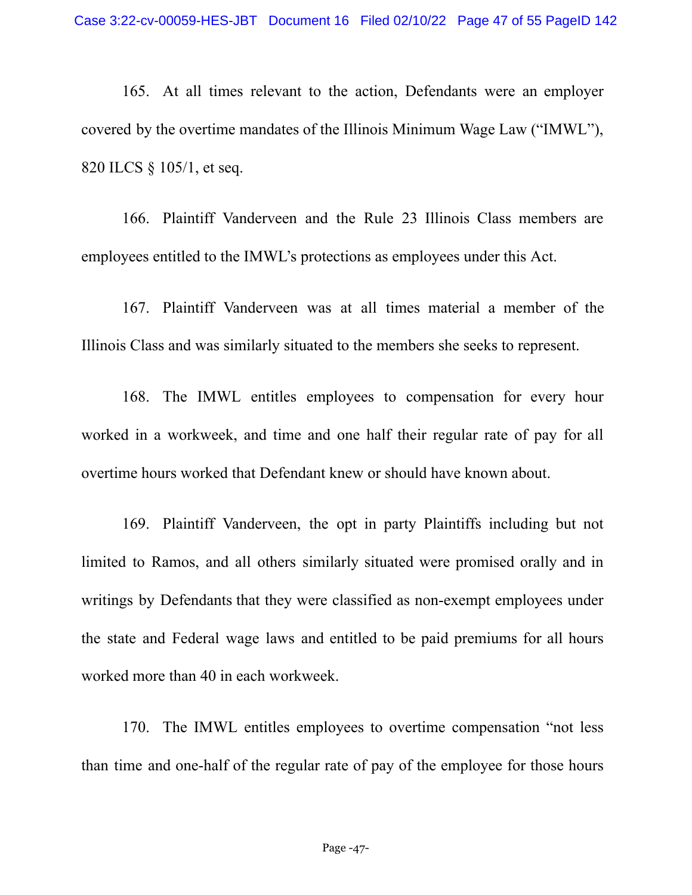165. At all times relevant to the action, Defendants were an employer covered by the overtime mandates of the Illinois Minimum Wage Law ("IMWL"), 820 ILCS § 105/1, et seq.

166. Plaintiff Vanderveen and the Rule 23 Illinois Class members are employees entitled to the IMWL's protections as employees under this Act.

167. Plaintiff Vanderveen was at all times material a member of the Illinois Class and was similarly situated to the members she seeks to represent.

168. The IMWL entitles employees to compensation for every hour worked in a workweek, and time and one half their regular rate of pay for all overtime hours worked that Defendant knew or should have known about.

169. Plaintiff Vanderveen, the opt in party Plaintiffs including but not limited to Ramos, and all others similarly situated were promised orally and in writings by Defendants that they were classified as non-exempt employees under the state and Federal wage laws and entitled to be paid premiums for all hours worked more than 40 in each workweek.

170. The IMWL entitles employees to overtime compensation "not less than time and one-half of the regular rate of pay of the employee for those hours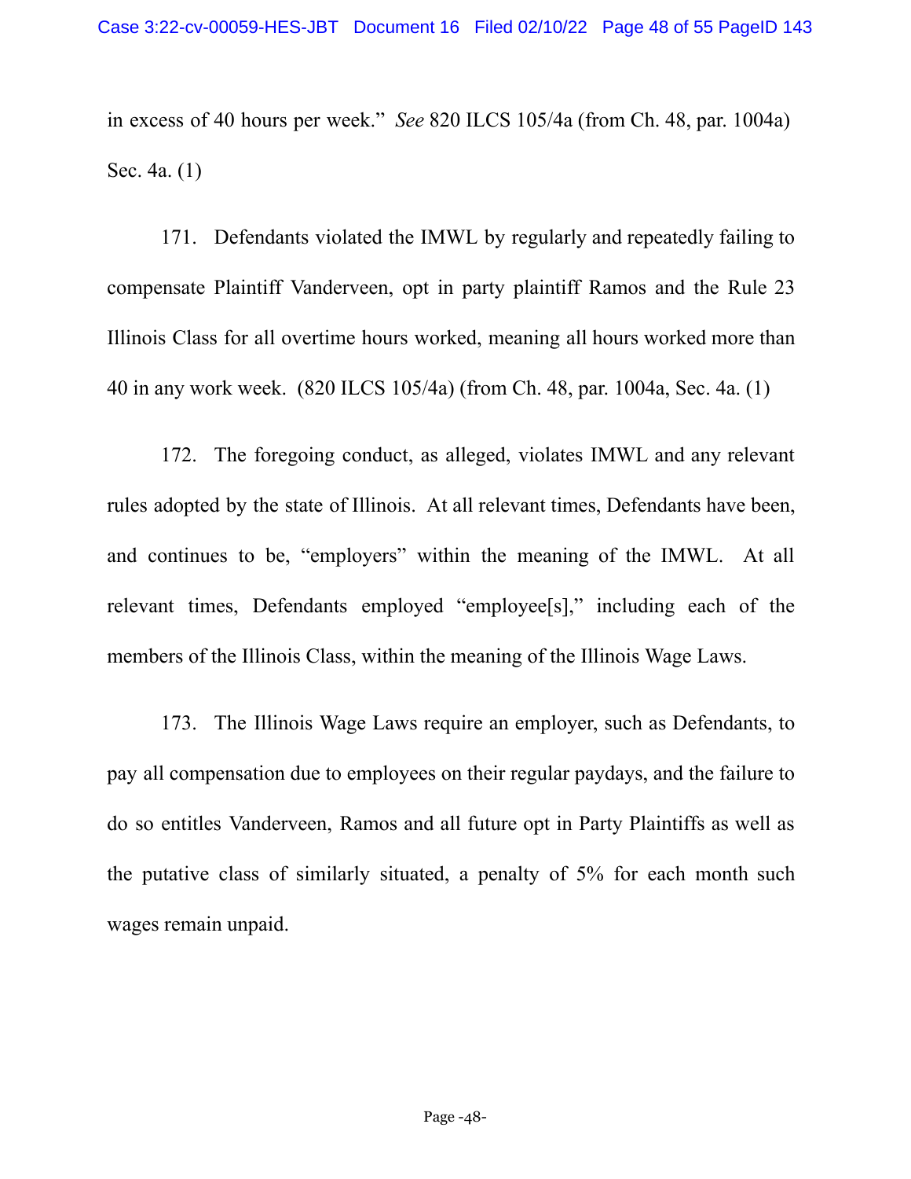in excess of 40 hours per week." *See* 820 ILCS 105/4a (from Ch. 48, par. 1004a) Sec. 4a. (1)

171. Defendants violated the IMWL by regularly and repeatedly failing to compensate Plaintiff Vanderveen, opt in party plaintiff Ramos and the Rule 23 Illinois Class for all overtime hours worked, meaning all hours worked more than 40 in any work week. (820 ILCS 105/4a) (from Ch. 48, par. 1004a, Sec. 4a. (1)

172. The foregoing conduct, as alleged, violates IMWL and any relevant rules adopted by the state of Illinois. At all relevant times, Defendants have been, and continues to be, "employers" within the meaning of the IMWL. At all relevant times, Defendants employed "employee[s]," including each of the members of the Illinois Class, within the meaning of the Illinois Wage Laws.

173. The Illinois Wage Laws require an employer, such as Defendants, to pay all compensation due to employees on their regular paydays, and the failure to do so entitles Vanderveen, Ramos and all future opt in Party Plaintiffs as well as the putative class of similarly situated, a penalty of 5% for each month such wages remain unpaid.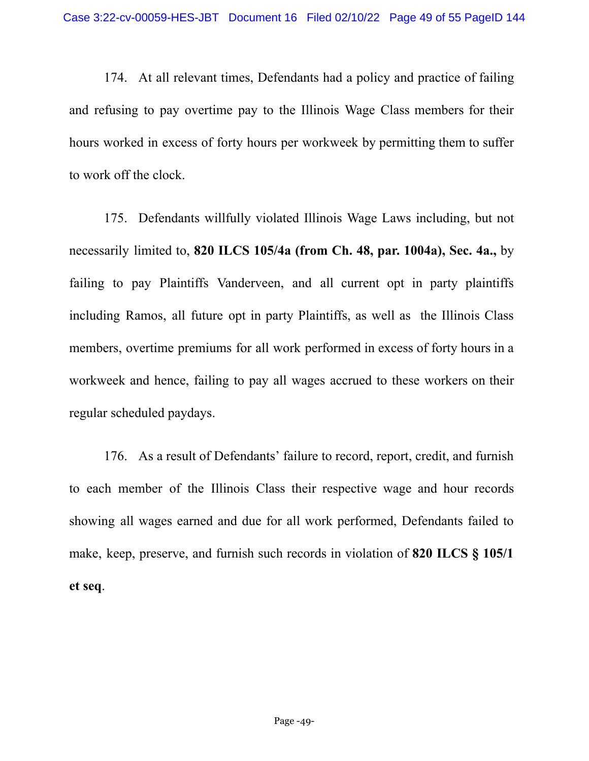174. At all relevant times, Defendants had a policy and practice of failing and refusing to pay overtime pay to the Illinois Wage Class members for their hours worked in excess of forty hours per workweek by permitting them to suffer to work off the clock.

175. Defendants willfully violated Illinois Wage Laws including, but not necessarily limited to, **820 ILCS 105/4a (from Ch. 48, par. 1004a), Sec. 4a.,** by failing to pay Plaintiffs Vanderveen, and all current opt in party plaintiffs including Ramos, all future opt in party Plaintiffs, as well as the Illinois Class members, overtime premiums for all work performed in excess of forty hours in a workweek and hence, failing to pay all wages accrued to these workers on their regular scheduled paydays.

176. As a result of Defendants' failure to record, report, credit, and furnish to each member of the Illinois Class their respective wage and hour records showing all wages earned and due for all work performed, Defendants failed to make, keep, preserve, and furnish such records in violation of **820 ILCS § 105/1 et seq**.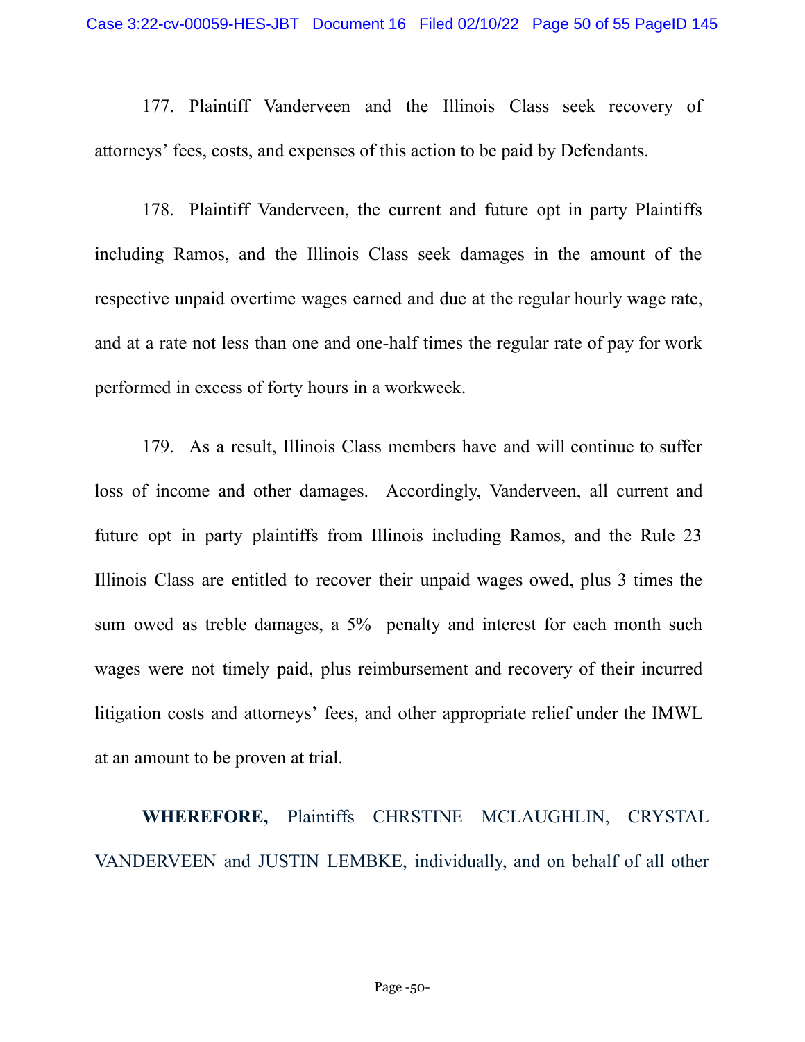177. Plaintiff Vanderveen and the Illinois Class seek recovery of attorneys' fees, costs, and expenses of this action to be paid by Defendants.

178. Plaintiff Vanderveen, the current and future opt in party Plaintiffs including Ramos, and the Illinois Class seek damages in the amount of the respective unpaid overtime wages earned and due at the regular hourly wage rate, and at a rate not less than one and one-half times the regular rate of pay for work performed in excess of forty hours in a workweek.

179. As a result, Illinois Class members have and will continue to suffer loss of income and other damages. Accordingly, Vanderveen, all current and future opt in party plaintiffs from Illinois including Ramos, and the Rule 23 Illinois Class are entitled to recover their unpaid wages owed, plus 3 times the sum owed as treble damages, a 5% penalty and interest for each month such wages were not timely paid, plus reimbursement and recovery of their incurred litigation costs and attorneys' fees, and other appropriate relief under the IMWL at an amount to be proven at trial.

**WHEREFORE,** Plaintiffs CHRSTINE MCLAUGHLIN, CRYSTAL VANDERVEEN and JUSTIN LEMBKE, individually, and on behalf of all other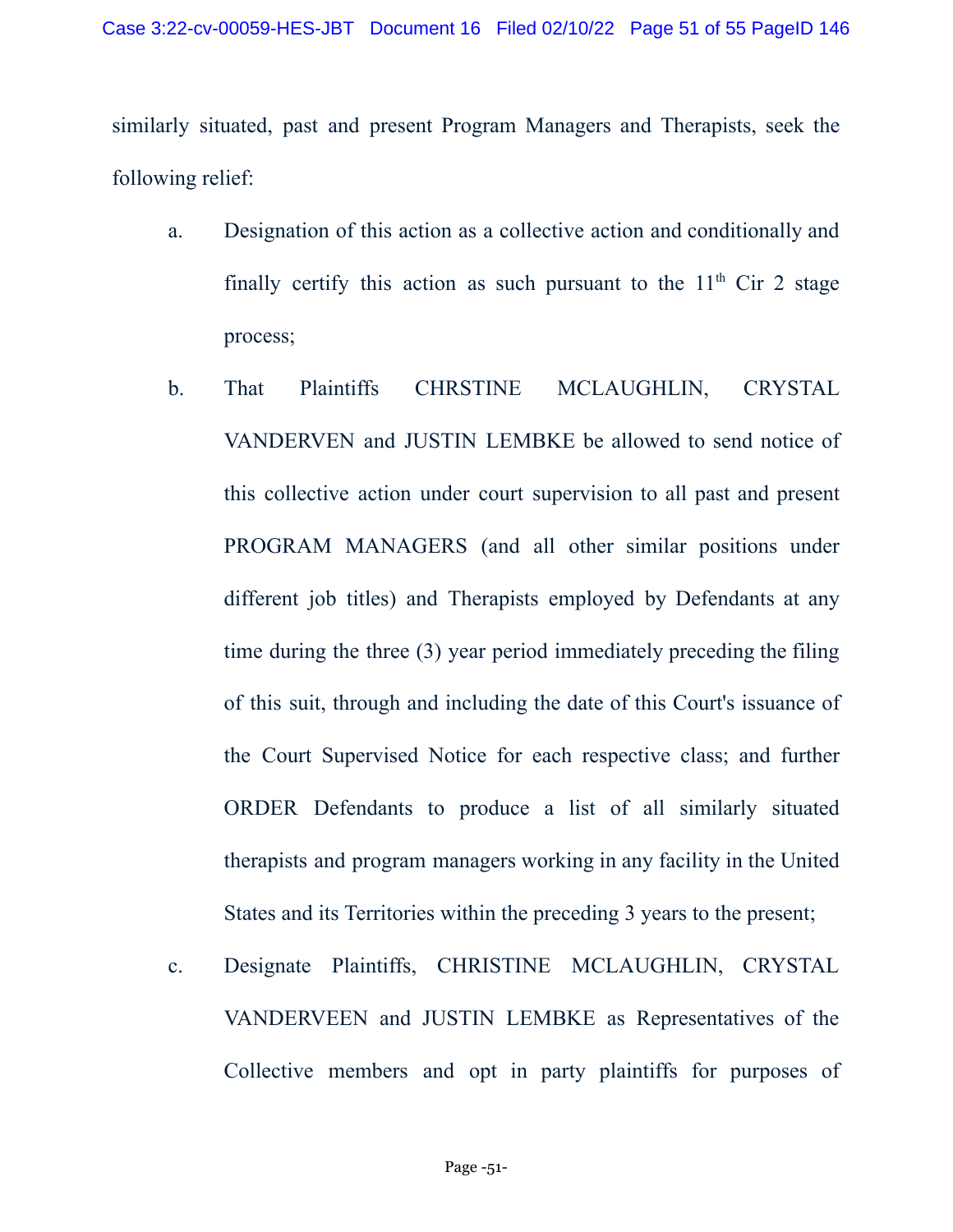similarly situated, past and present Program Managers and Therapists, seek the following relief:

a. Designation of this action as a collective action and conditionally and finally certify this action as such pursuant to the 11th Cir 2 stage process;

b. That Plaintiffs CHRSTINE MCLAUGHLIN, CRYSTAL VANDERVEN and JUSTIN LEMBKE be allowed to send notice of this collective action under court supervision to all past and present PROGRAM MANAGERS (and all other similar positions under different job titles) and Therapists employed by Defendants at any time during the three (3) year period immediately preceding the filing of this suit, through and including the date of this Court's issuance of the Court Supervised Notice for each respective class; and further ORDER Defendants to produce a list of all similarly situated therapists and program managers working in any facility in the United States and its Territories within the preceding 3 years to the present;

c. Designate Plaintiffs, CHRISTINE MCLAUGHLIN, CRYSTAL VANDERVEEN and JUSTIN LEMBKE as Representatives of the Collective members and opt in party plaintiffs for purposes of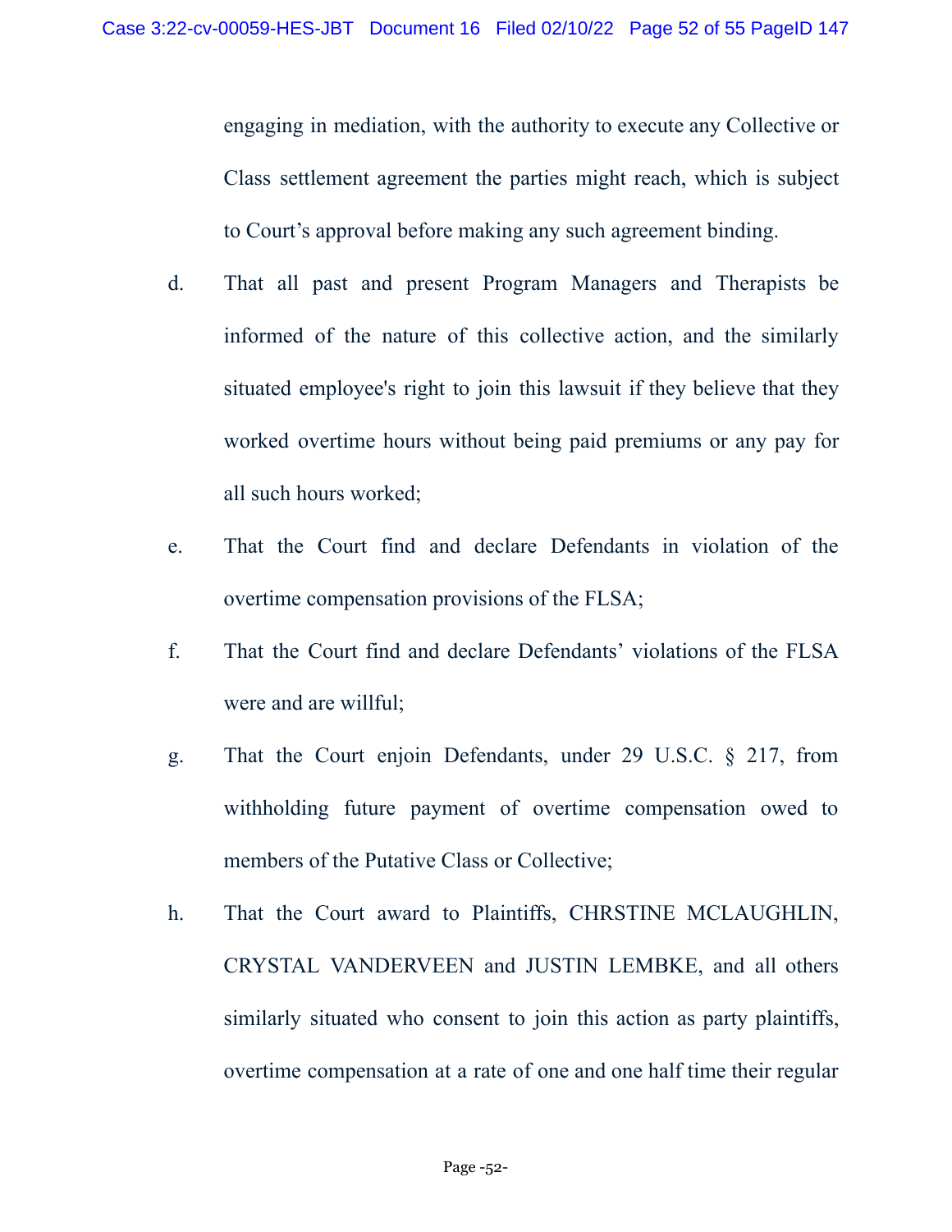engaging in mediation, with the authority to execute any Collective or Class settlement agreement the parties might reach, which is subject to Court's approval before making any such agreement binding.

d. That all past and present Program Managers and Therapists be informed of the nature of this collective action, and the similarly situated employee's right to join this lawsuit if they believe that they worked overtime hours without being paid premiums or any pay for all such hours worked;

e. That the Court find and declare Defendants in violation of the overtime compensation provisions of the FLSA;

f. That the Court find and declare Defendants' violations of the FLSA were and are willful;

g. That the Court enjoin Defendants, under 29 U.S.C. § 217, from withholding future payment of overtime compensation owed to members of the Putative Class or Collective;

h. That the Court award to Plaintiffs, CHRSTINE MCLAUGHLIN, CRYSTAL VANDERVEEN and JUSTIN LEMBKE, and all others similarly situated who consent to join this action as party plaintiffs, overtime compensation at a rate of one and one half time their regular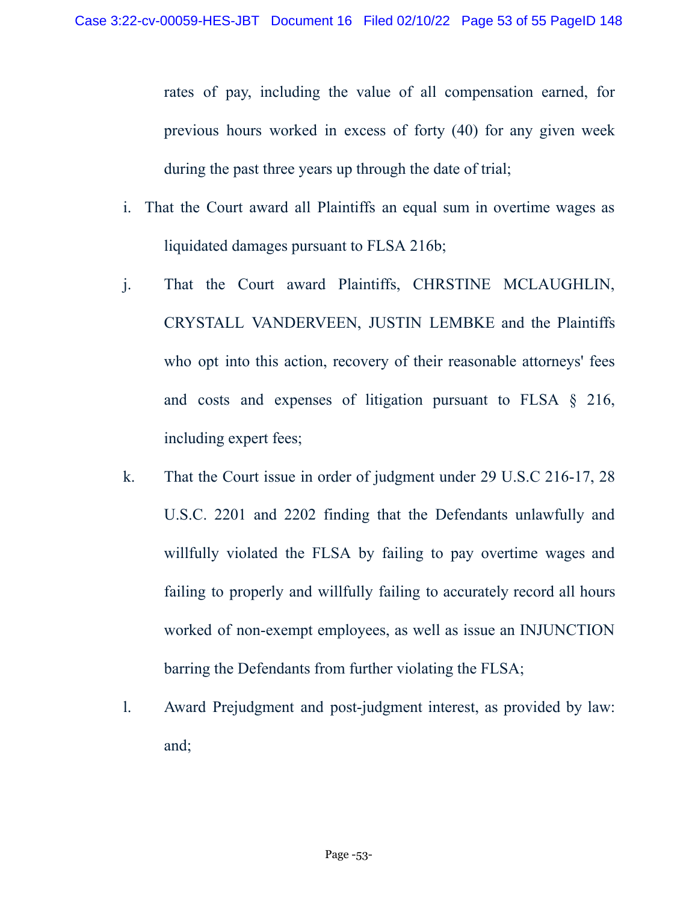rates of pay, including the value of all compensation earned, for previous hours worked in excess of forty (40) for any given week during the past three years up through the date of trial;

i. That the Court award all Plaintiffs an equal sum in overtime wages as liquidated damages pursuant to FLSA 216b;

j. That the Court award Plaintiffs, CHRSTINE MCLAUGHLIN, CRYSTALL VANDERVEEN, JUSTIN LEMBKE and the Plaintiffs who opt into this action, recovery of their reasonable attorneys' fees and costs and expenses of litigation pursuant to FLSA § 216, including expert fees;

k. That the Court issue in order of judgment under 29 U.S.C 216-17, 28 U.S.C. 2201 and 2202 finding that the Defendants unlawfully and willfully violated the FLSA by failing to pay overtime wages and failing to properly and willfully failing to accurately record all hours worked of non-exempt employees, as well as issue an INJUNCTION barring the Defendants from further violating the FLSA;

l. Award Prejudgment and post-judgment interest, as provided by law: and;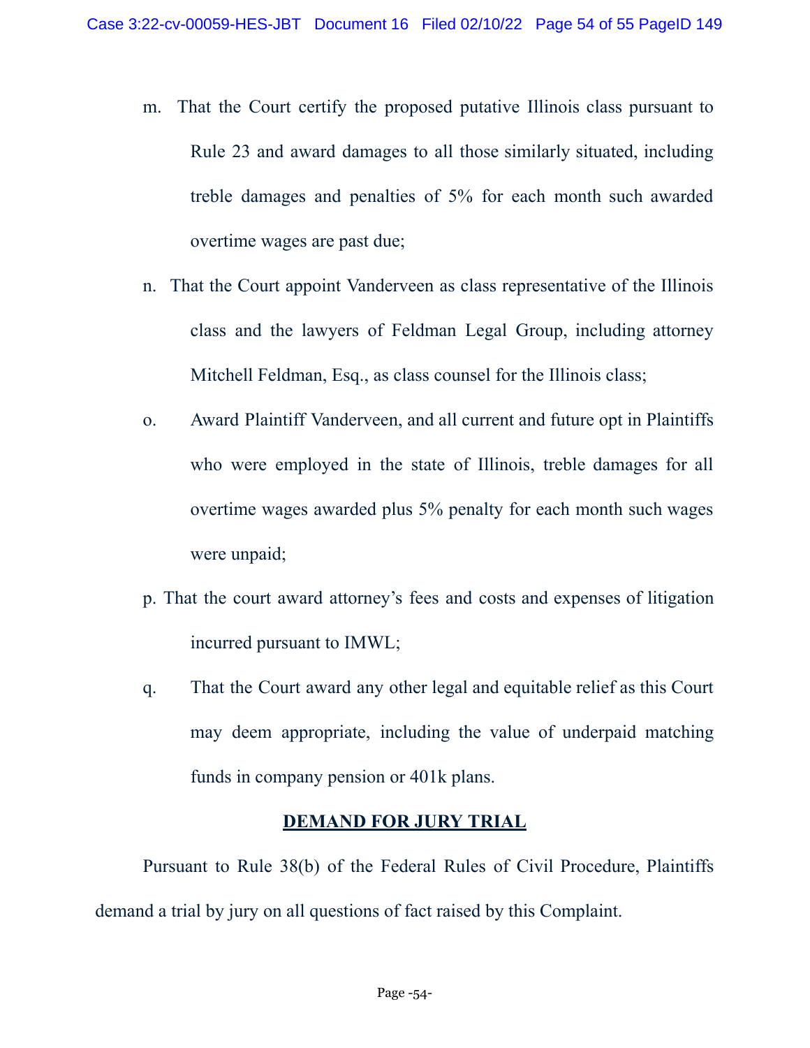m. That the Court certify the proposed putative Illinois class pursuant to Rule 23 and award damages to all those similarly situated, including treble damages and penalties of 5% for each month such awarded overtime wages are past due;

n. That the Court appoint Vanderveen as class representative of the Illinois class and the lawyers of Feldman Legal Group, including attorney Mitchell Feldman, Esq., as class counsel for the Illinois class;

o. Award Plaintiff Vanderveen, and all current and future opt in Plaintiffs who were employed in the state of Illinois, treble damages for all overtime wages awarded plus 5% penalty for each month such wages were unpaid;

p. That the court award attorney's fees and costs and expenses of litigation incurred pursuant to IMWL;

q. That the Court award any other legal and equitable relief as this Court may deem appropriate, including the value of underpaid matching funds in company pension or 401k plans.

## DEMAND FOR JURY TRIAL

Pursuant to Rule 38(b) of the Federal Rules of Civil Procedure, Plaintiffs demand a trial by jury on all questions of fact raised by this Complaint.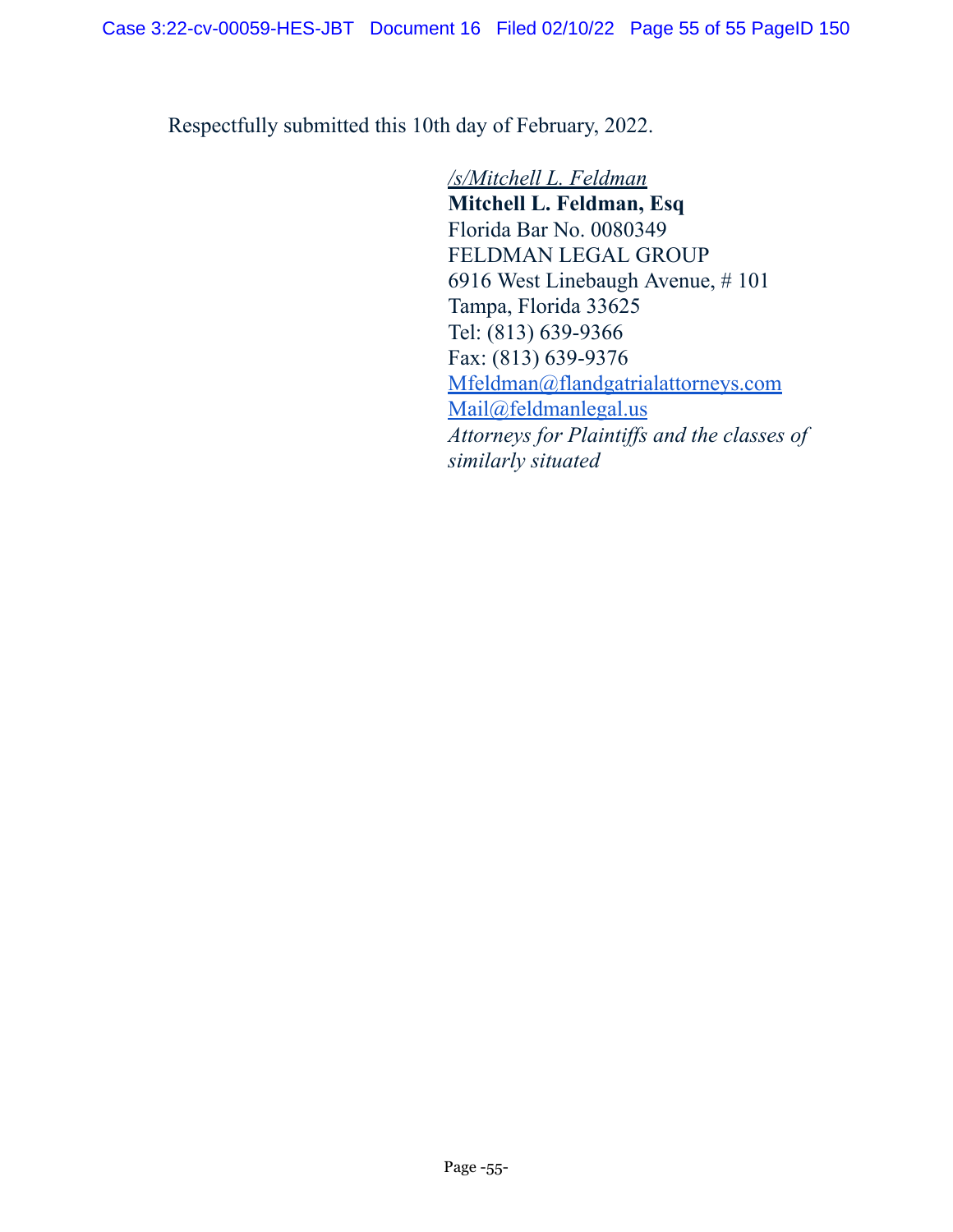Respectfully submitted this 10th day of February, 2022.

/s/Mitchell L. Feldman
**Mitchell L. Feldman, Esq**
Florida Bar No. 0080349
FELDMAN LEGAL GROUP
6916 West Linebaugh Avenue, # 101
Tampa, Florida 33625
Tel: (813) 639-9366
Fax: (813) 639-9376
Mfeldman@flandgatrialattorneys.com
Mail@feldmanlegal.us
*Attorneys for Plaintiffs and the classes of similarly situated*